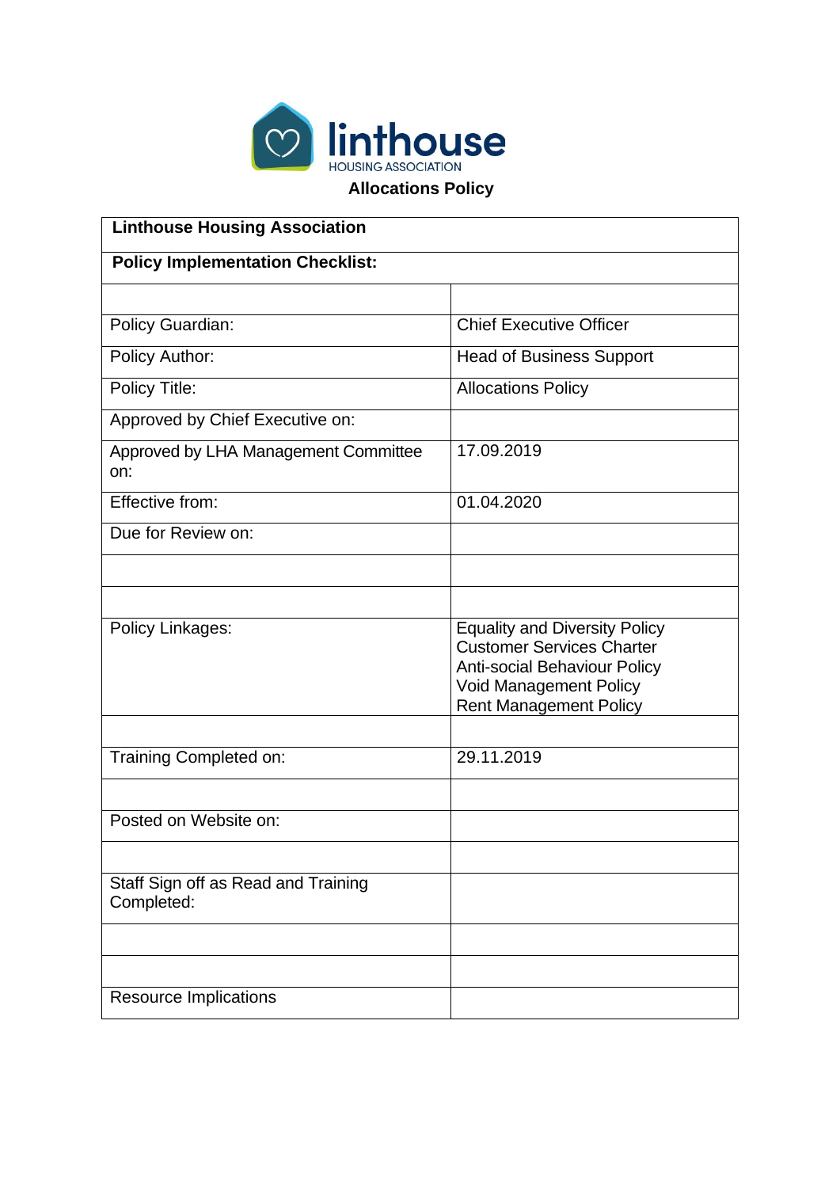linthouse
HOUSING ASSOCIATION

# Allocations Policy

| Linthouse Housing Association | |
|---|---|
| **Policy Implementation Checklist:** | |
| | |
| Policy Guardian: | Chief Executive Officer |
| Policy Author: | Head of Business Support |
| Policy Title: | Allocations Policy |
| Approved by Chief Executive on: | |
| Approved by LHA Management Committee on: | 17.09.2019 |
| Effective from: | 01.04.2020 |
| Due for Review on: | |
| | |
| | |
| Policy Linkages: | Equality and Diversity Policy<br>Customer Services Charter<br>Anti-social Behaviour Policy<br>Void Management Policy<br>Rent Management Policy |
| | |
| Training Completed on: | 29.11.2019 |
| | |
| Posted on Website on: | |
| | |
| Staff Sign off as Read and Training Completed: | |
| | |
| | |
| Resource Implications | |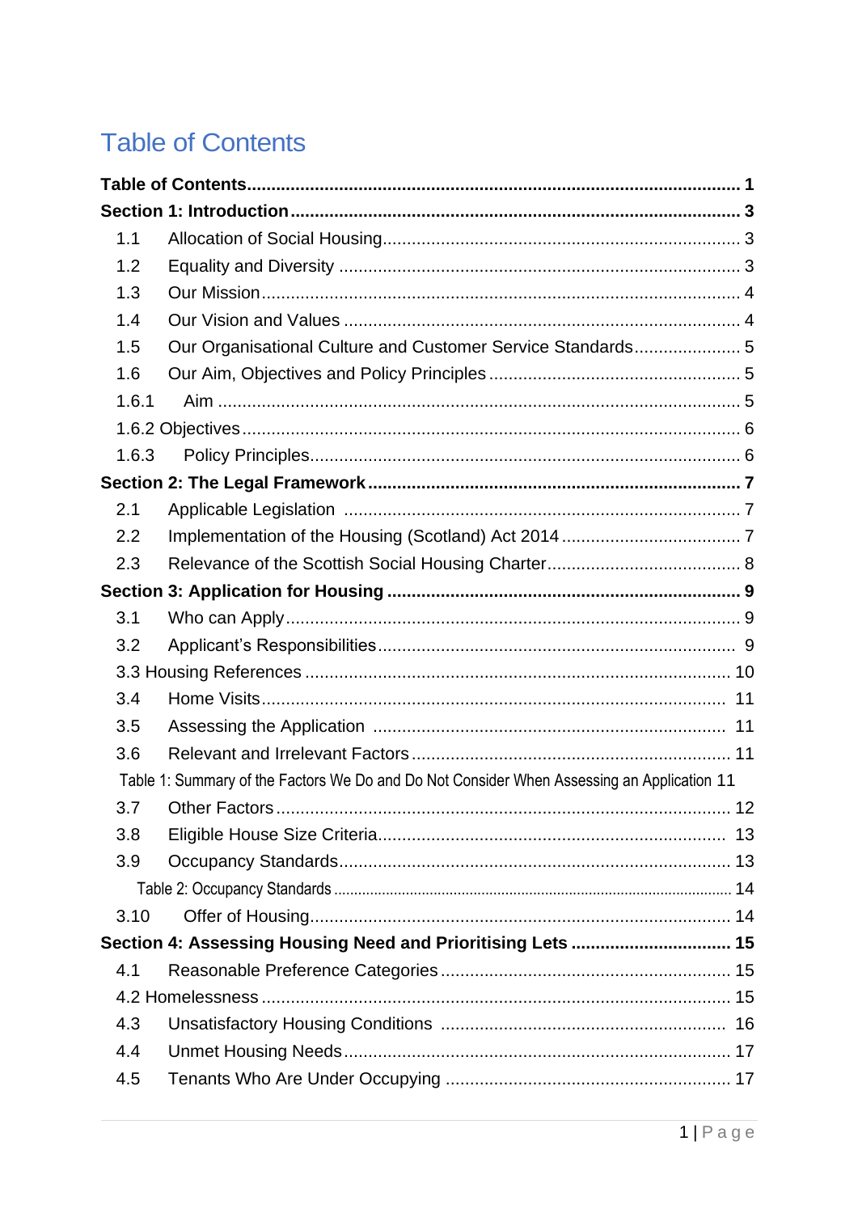# Table of Contents

**Table of Contents ..... 1**

**Section 1: Introduction ..... 3**

- 1.1 Allocation of Social Housing ..... 3
- 1.2 Equality and Diversity ..... 3
- 1.3 Our Mission ..... 4
- 1.4 Our Vision and Values ..... 4
- 1.5 Our Organisational Culture and Customer Service Standards ..... 5
- 1.6 Our Aim, Objectives and Policy Principles ..... 5
- 1.6.1 Aim ..... 5
- 1.6.2 Objectives ..... 6
- 1.6.3 Policy Principles ..... 6

**Section 2: The Legal Framework ..... 7**

- 2.1 Applicable Legislation ..... 7
- 2.2 Implementation of the Housing (Scotland) Act 2014 ..... 7
- 2.3 Relevance of the Scottish Social Housing Charter ..... 8

**Section 3: Application for Housing ..... 9**

- 3.1 Who can Apply ..... 9
- 3.2 Applicant's Responsibilities ..... 9
- 3.3 Housing References ..... 10
- 3.4 Home Visits ..... 11
- 3.5 Assessing the Application ..... 11
- 3.6 Relevant and Irrelevant Factors ..... 11
- Table 1: Summary of the Factors We Do and Do Not Consider When Assessing an Application 11
- 3.7 Other Factors ..... 12
- 3.8 Eligible House Size Criteria ..... 13
- 3.9 Occupancy Standards ..... 13
- Table 2: Occupancy Standards ..... 14
- 3.10 Offer of Housing ..... 14

**Section 4: Assessing Housing Need and Prioritising Lets ..... 15**

- 4.1 Reasonable Preference Categories ..... 15
- 4.2 Homelessness ..... 15
- 4.3 Unsatisfactory Housing Conditions ..... 16
- 4.4 Unmet Housing Needs ..... 17
- 4.5 Tenants Who Are Under Occupying ..... 17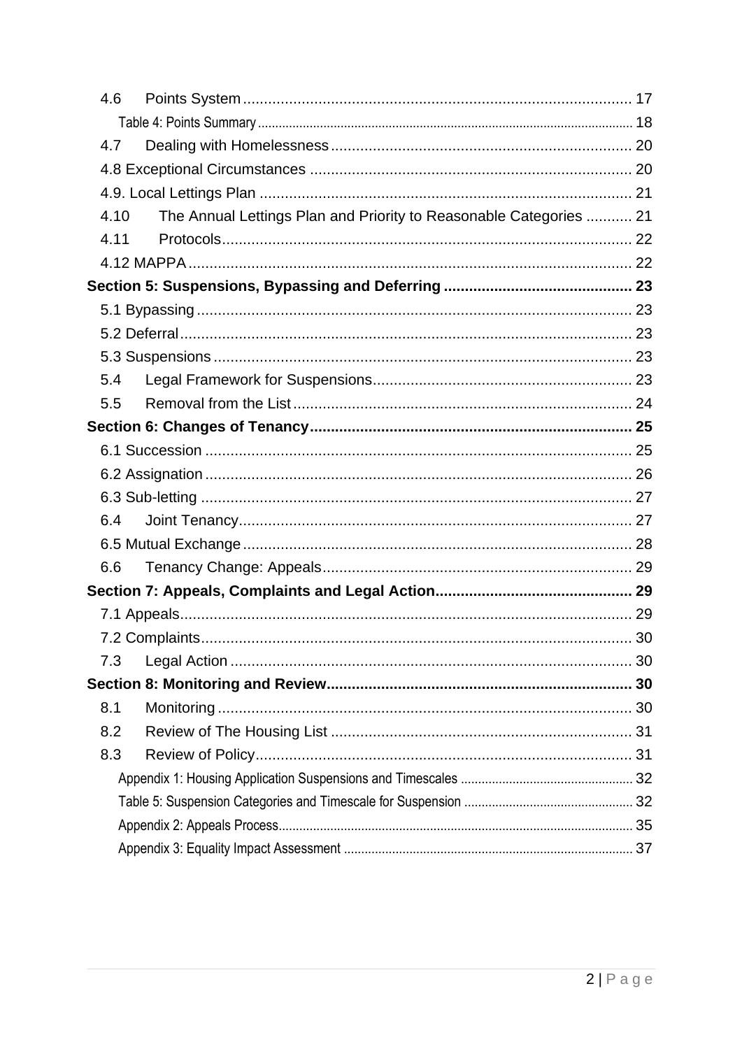4.6 Points System ........................................................................................ 17

Table 4: Points Summary ........................................................................................ 18

4.7 Dealing with Homelessness ........................................................................................ 20

4.8 Exceptional Circumstances ........................................................................................ 20

4.9. Local Lettings Plan ........................................................................................ 21

4.10 The Annual Lettings Plan and Priority to Reasonable Categories ........... 21

4.11 Protocols ........................................................................................ 22

4.12 MAPPA ........................................................................................ 22

**Section 5: Suspensions, Bypassing and Deferring ........................................................................................ 23**

5.1 Bypassing ........................................................................................ 23

5.2 Deferral ........................................................................................ 23

5.3 Suspensions ........................................................................................ 23

5.4 Legal Framework for Suspensions ........................................................................................ 23

5.5 Removal from the List ........................................................................................ 24

**Section 6: Changes of Tenancy ........................................................................................ 25**

6.1 Succession ........................................................................................ 25

6.2 Assignation ........................................................................................ 26

6.3 Sub-letting ........................................................................................ 27

6.4 Joint Tenancy ........................................................................................ 27

6.5 Mutual Exchange ........................................................................................ 28

6.6 Tenancy Change: Appeals ........................................................................................ 29

**Section 7: Appeals, Complaints and Legal Action ........................................................................................ 29**

7.1 Appeals ........................................................................................ 29

7.2 Complaints ........................................................................................ 30

7.3 Legal Action ........................................................................................ 30

**Section 8: Monitoring and Review ........................................................................................ 30**

8.1 Monitoring ........................................................................................ 30

8.2 Review of The Housing List ........................................................................................ 31

8.3 Review of Policy ........................................................................................ 31

Appendix 1: Housing Application Suspensions and Timescales ........................................................................................ 32

Table 5: Suspension Categories and Timescale for Suspension ........................................................................................ 32

Appendix 2: Appeals Process ........................................................................................ 35

Appendix 3: Equality Impact Assessment ........................................................................................ 37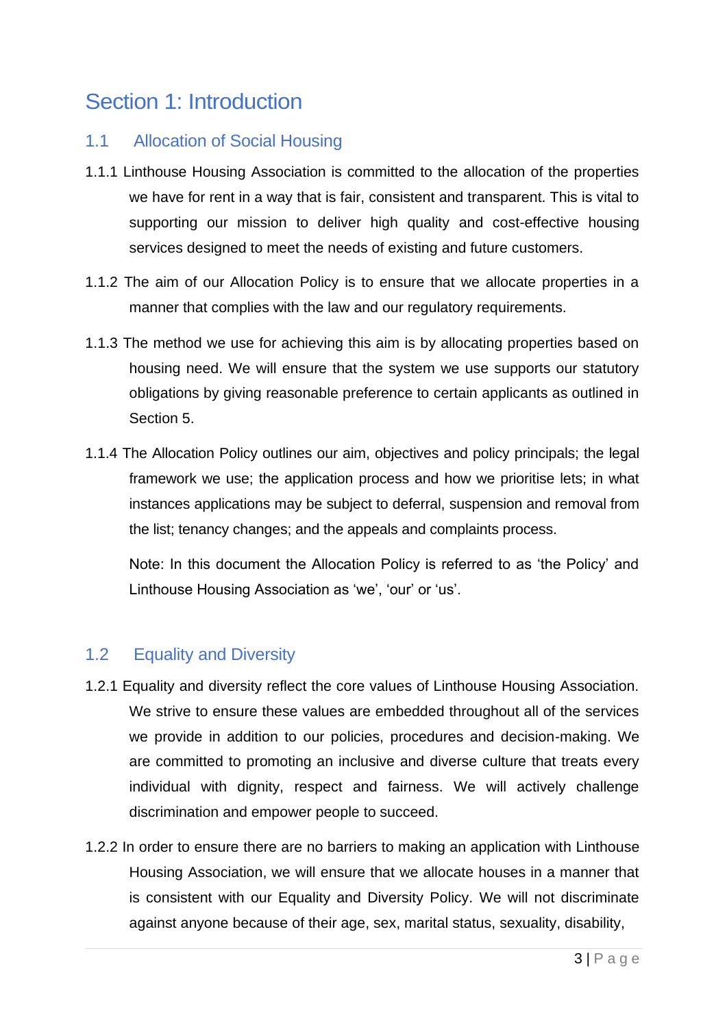# Section 1: Introduction

## 1.1 Allocation of Social Housing

1.1.1 Linthouse Housing Association is committed to the allocation of the properties we have for rent in a way that is fair, consistent and transparent. This is vital to supporting our mission to deliver high quality and cost-effective housing services designed to meet the needs of existing and future customers.

1.1.2 The aim of our Allocation Policy is to ensure that we allocate properties in a manner that complies with the law and our regulatory requirements.

1.1.3 The method we use for achieving this aim is by allocating properties based on housing need. We will ensure that the system we use supports our statutory obligations by giving reasonable preference to certain applicants as outlined in Section 5.

1.1.4 The Allocation Policy outlines our aim, objectives and policy principals; the legal framework we use; the application process and how we prioritise lets; in what instances applications may be subject to deferral, suspension and removal from the list; tenancy changes; and the appeals and complaints process.

Note: In this document the Allocation Policy is referred to as 'the Policy' and Linthouse Housing Association as 'we', 'our' or 'us'.

## 1.2 Equality and Diversity

1.2.1 Equality and diversity reflect the core values of Linthouse Housing Association. We strive to ensure these values are embedded throughout all of the services we provide in addition to our policies, procedures and decision-making. We are committed to promoting an inclusive and diverse culture that treats every individual with dignity, respect and fairness. We will actively challenge discrimination and empower people to succeed.

1.2.2 In order to ensure there are no barriers to making an application with Linthouse Housing Association, we will ensure that we allocate houses in a manner that is consistent with our Equality and Diversity Policy. We will not discriminate against anyone because of their age, sex, marital status, sexuality, disability,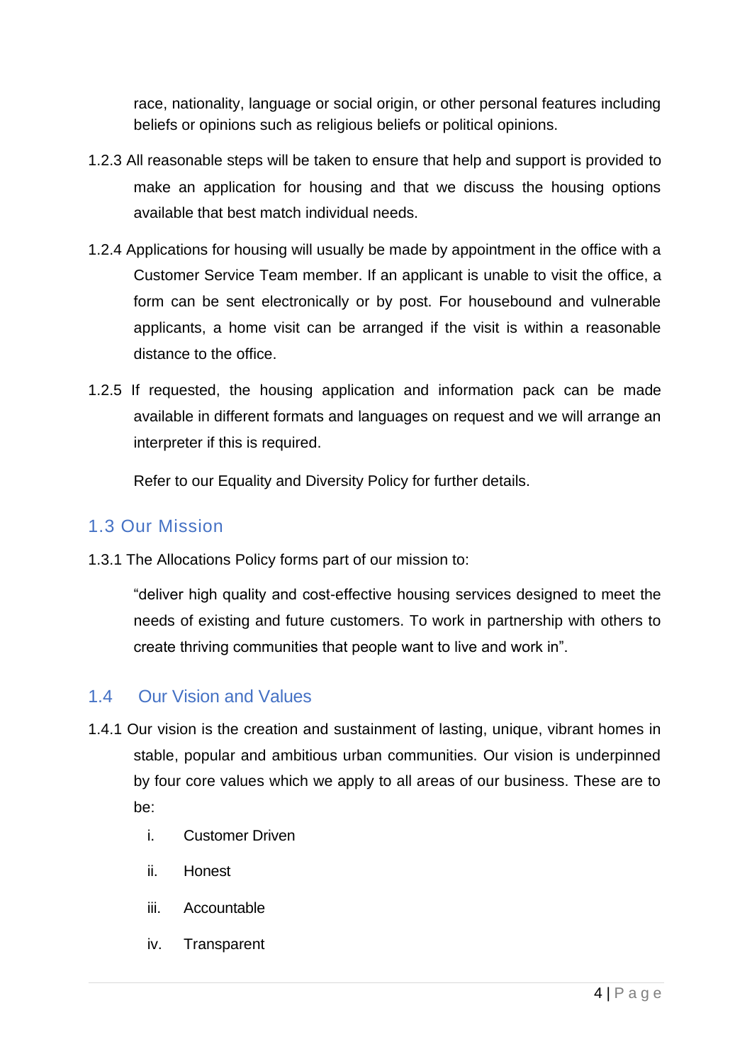race, nationality, language or social origin, or other personal features including beliefs or opinions such as religious beliefs or political opinions.

1.2.3 All reasonable steps will be taken to ensure that help and support is provided to make an application for housing and that we discuss the housing options available that best match individual needs.

1.2.4 Applications for housing will usually be made by appointment in the office with a Customer Service Team member. If an applicant is unable to visit the office, a form can be sent electronically or by post. For housebound and vulnerable applicants, a home visit can be arranged if the visit is within a reasonable distance to the office.

1.2.5 If requested, the housing application and information pack can be made available in different formats and languages on request and we will arrange an interpreter if this is required.

Refer to our Equality and Diversity Policy for further details.

## 1.3 Our Mission

1.3.1 The Allocations Policy forms part of our mission to:

"deliver high quality and cost-effective housing services designed to meet the needs of existing and future customers. To work in partnership with others to create thriving communities that people want to live and work in".

## 1.4 Our Vision and Values

1.4.1 Our vision is the creation and sustainment of lasting, unique, vibrant homes in stable, popular and ambitious urban communities. Our vision is underpinned by four core values which we apply to all areas of our business. These are to be:

i. Customer Driven

ii. Honest

iii. Accountable

iv. Transparent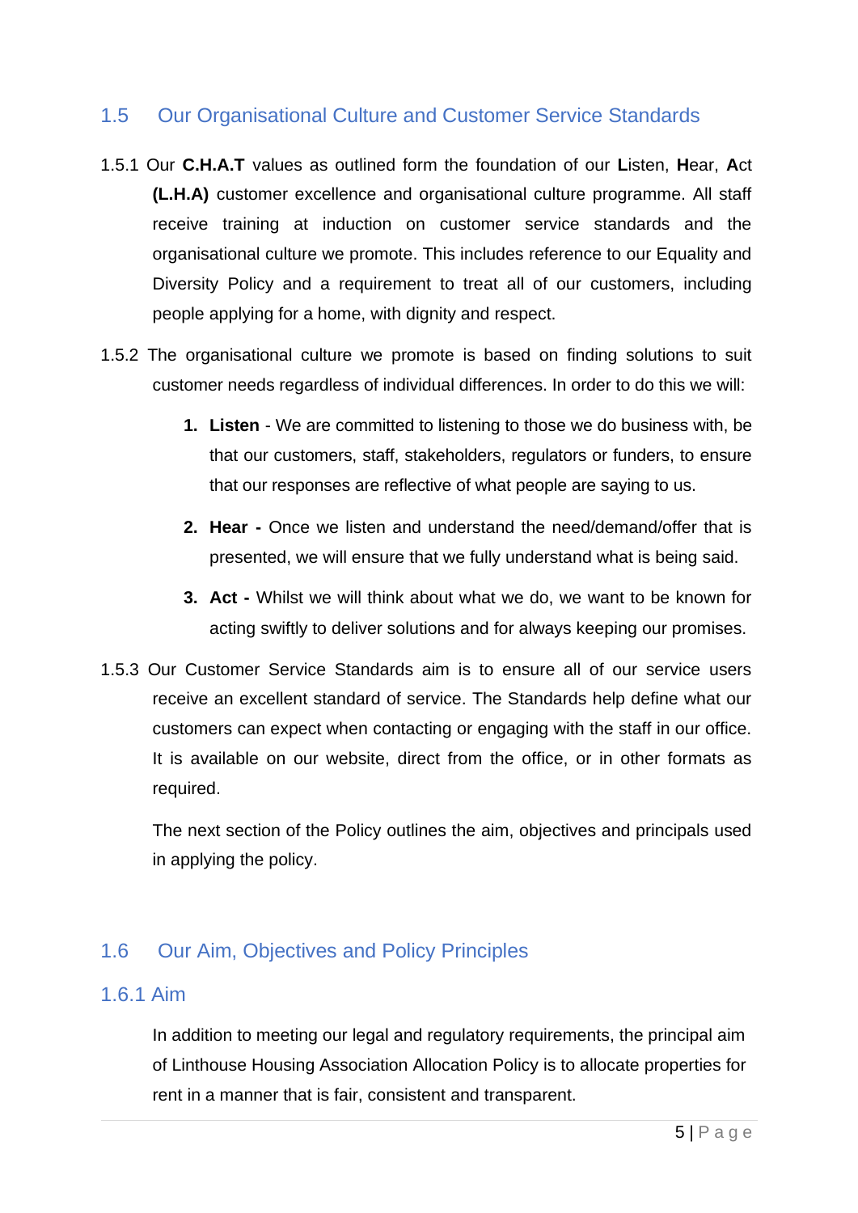## 1.5 Our Organisational Culture and Customer Service Standards

1.5.1 Our **C.H.A.T** values as outlined form the foundation of our **L**isten, **H**ear, **A**ct **(L.H.A)** customer excellence and organisational culture programme. All staff receive training at induction on customer service standards and the organisational culture we promote. This includes reference to our Equality and Diversity Policy and a requirement to treat all of our customers, including people applying for a home, with dignity and respect.

1.5.2 The organisational culture we promote is based on finding solutions to suit customer needs regardless of individual differences. In order to do this we will:

1. **Listen** - We are committed to listening to those we do business with, be that our customers, staff, stakeholders, regulators or funders, to ensure that our responses are reflective of what people are saying to us.
2. **Hear -** Once we listen and understand the need/demand/offer that is presented, we will ensure that we fully understand what is being said.
3. **Act -** Whilst we will think about what we do, we want to be known for acting swiftly to deliver solutions and for always keeping our promises.

1.5.3 Our Customer Service Standards aim is to ensure all of our service users receive an excellent standard of service. The Standards help define what our customers can expect when contacting or engaging with the staff in our office. It is available on our website, direct from the office, or in other formats as required.

The next section of the Policy outlines the aim, objectives and principals used in applying the policy.

## 1.6 Our Aim, Objectives and Policy Principles

### 1.6.1 Aim

In addition to meeting our legal and regulatory requirements, the principal aim of Linthouse Housing Association Allocation Policy is to allocate properties for rent in a manner that is fair, consistent and transparent.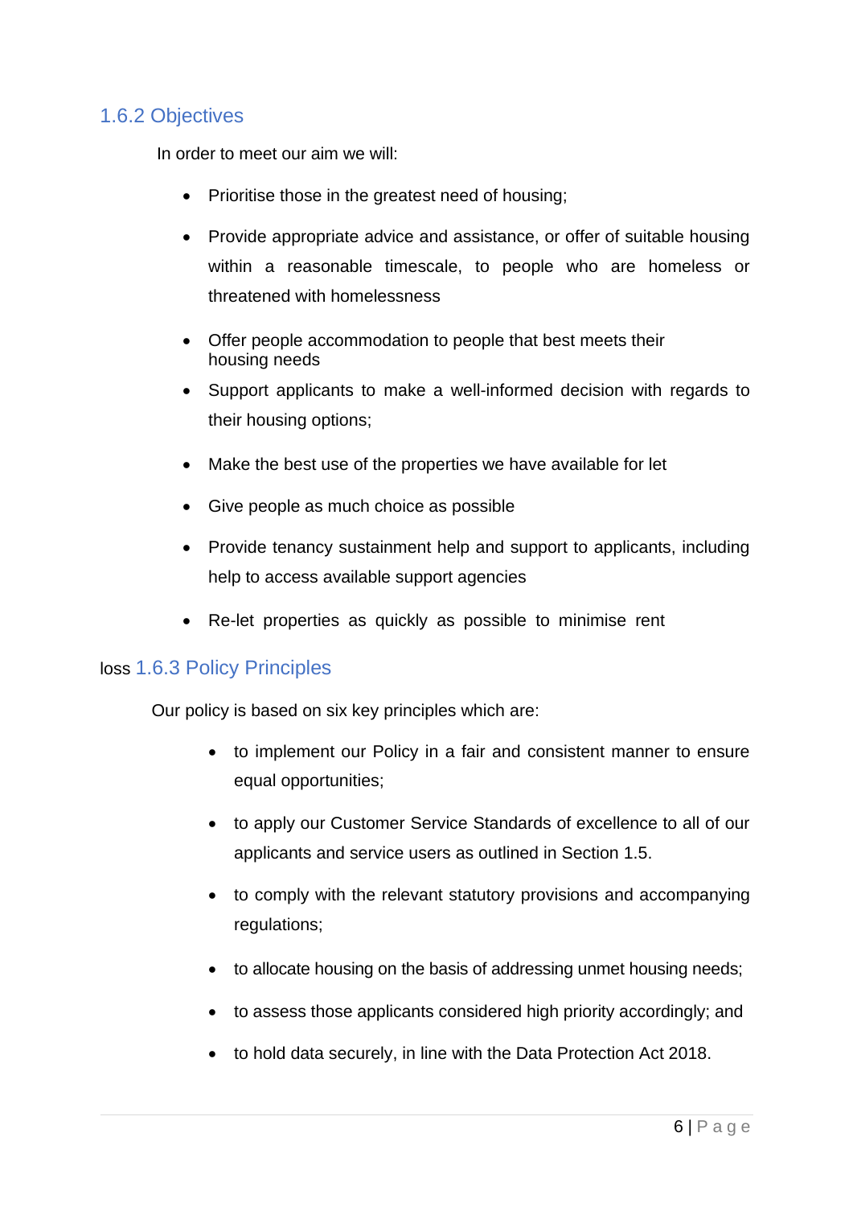### 1.6.2 Objectives

In order to meet our aim we will:

- Prioritise those in the greatest need of housing;
- Provide appropriate advice and assistance, or offer of suitable housing within a reasonable timescale, to people who are homeless or threatened with homelessness
- Offer people accommodation to people that best meets their housing needs
- Support applicants to make a well-informed decision with regards to their housing options;
- Make the best use of the properties we have available for let
- Give people as much choice as possible
- Provide tenancy sustainment help and support to applicants, including help to access available support agencies
- Re-let properties as quickly as possible to minimise rent

loss

### 1.6.3 Policy Principles

Our policy is based on six key principles which are:

- to implement our Policy in a fair and consistent manner to ensure equal opportunities;
- to apply our Customer Service Standards of excellence to all of our applicants and service users as outlined in Section 1.5.
- to comply with the relevant statutory provisions and accompanying regulations;
- to allocate housing on the basis of addressing unmet housing needs;
- to assess those applicants considered high priority accordingly; and
- to hold data securely, in line with the Data Protection Act 2018.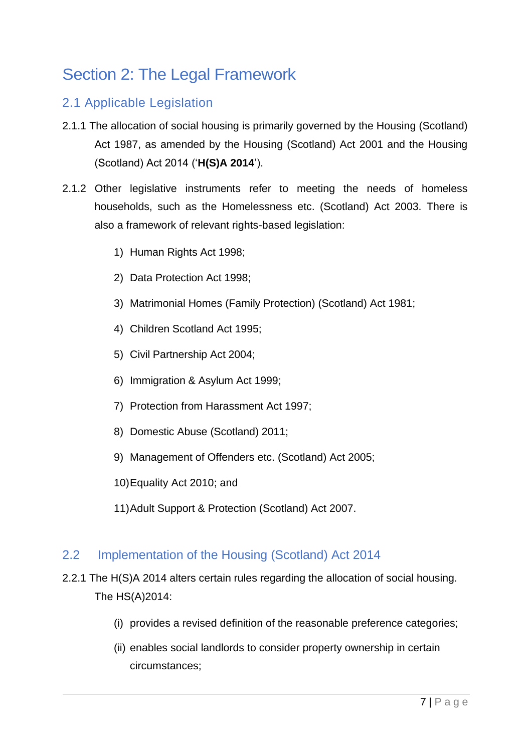# Section 2: The Legal Framework

## 2.1 Applicable Legislation

2.1.1 The allocation of social housing is primarily governed by the Housing (Scotland) Act 1987, as amended by the Housing (Scotland) Act 2001 and the Housing (Scotland) Act 2014 ('**H(S)A 2014**').

2.1.2 Other legislative instruments refer to meeting the needs of homeless households, such as the Homelessness etc. (Scotland) Act 2003. There is also a framework of relevant rights-based legislation:

1) Human Rights Act 1998;
2) Data Protection Act 1998;
3) Matrimonial Homes (Family Protection) (Scotland) Act 1981;
4) Children Scotland Act 1995;
5) Civil Partnership Act 2004;
6) Immigration & Asylum Act 1999;
7) Protection from Harassment Act 1997;
8) Domestic Abuse (Scotland) 2011;
9) Management of Offenders etc. (Scotland) Act 2005;
10) Equality Act 2010; and
11) Adult Support & Protection (Scotland) Act 2007.

## 2.2 Implementation of the Housing (Scotland) Act 2014

2.2.1 The H(S)A 2014 alters certain rules regarding the allocation of social housing. The HS(A)2014:

(i) provides a revised definition of the reasonable preference categories;

(ii) enables social landlords to consider property ownership in certain circumstances;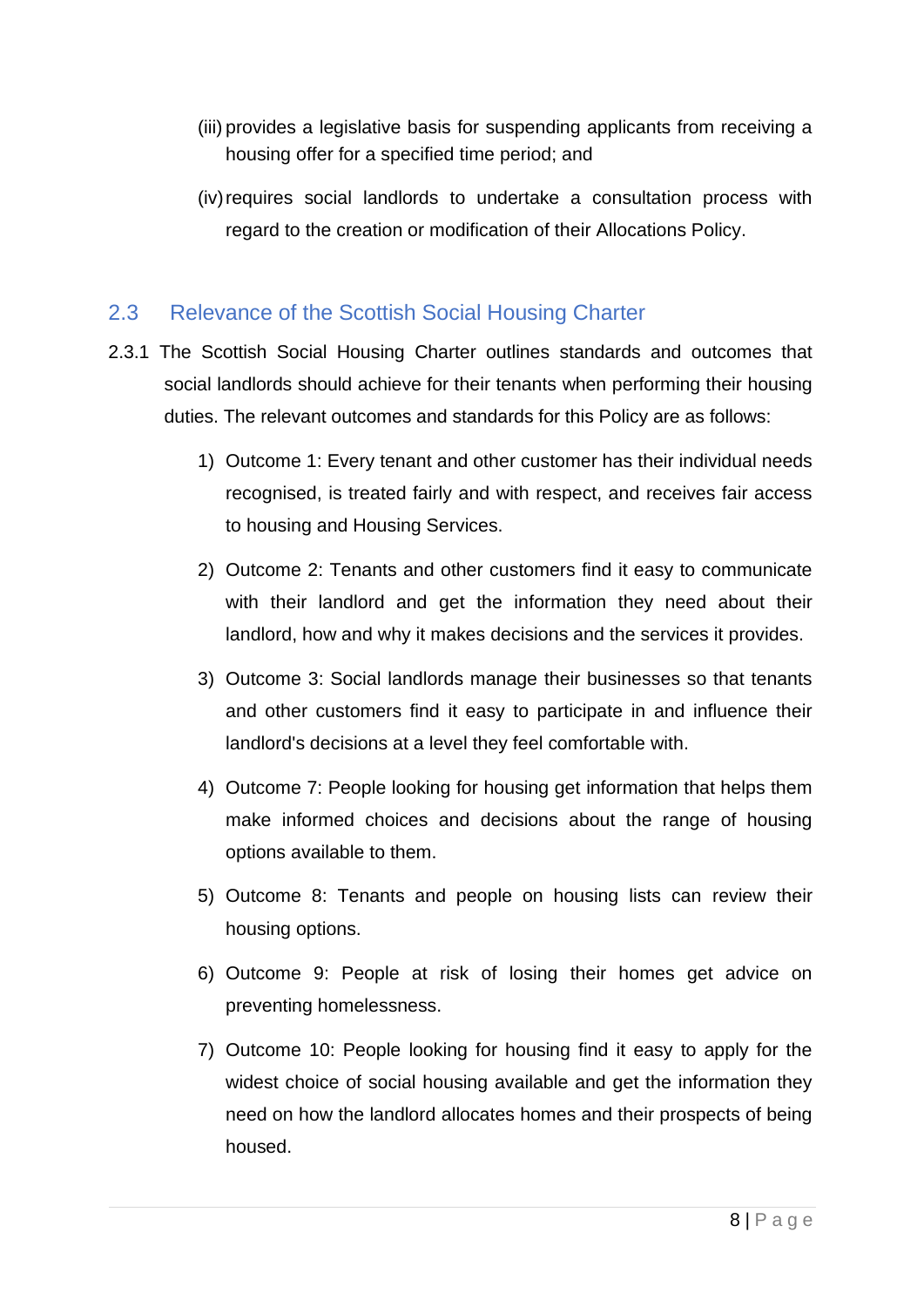(iii) provides a legislative basis for suspending applicants from receiving a housing offer for a specified time period; and

(iv) requires social landlords to undertake a consultation process with regard to the creation or modification of their Allocations Policy.

## 2.3 Relevance of the Scottish Social Housing Charter

2.3.1 The Scottish Social Housing Charter outlines standards and outcomes that social landlords should achieve for their tenants when performing their housing duties. The relevant outcomes and standards for this Policy are as follows:

1) Outcome 1: Every tenant and other customer has their individual needs recognised, is treated fairly and with respect, and receives fair access to housing and Housing Services.

2) Outcome 2: Tenants and other customers find it easy to communicate with their landlord and get the information they need about their landlord, how and why it makes decisions and the services it provides.

3) Outcome 3: Social landlords manage their businesses so that tenants and other customers find it easy to participate in and influence their landlord's decisions at a level they feel comfortable with.

4) Outcome 7: People looking for housing get information that helps them make informed choices and decisions about the range of housing options available to them.

5) Outcome 8: Tenants and people on housing lists can review their housing options.

6) Outcome 9: People at risk of losing their homes get advice on preventing homelessness.

7) Outcome 10: People looking for housing find it easy to apply for the widest choice of social housing available and get the information they need on how the landlord allocates homes and their prospects of being housed.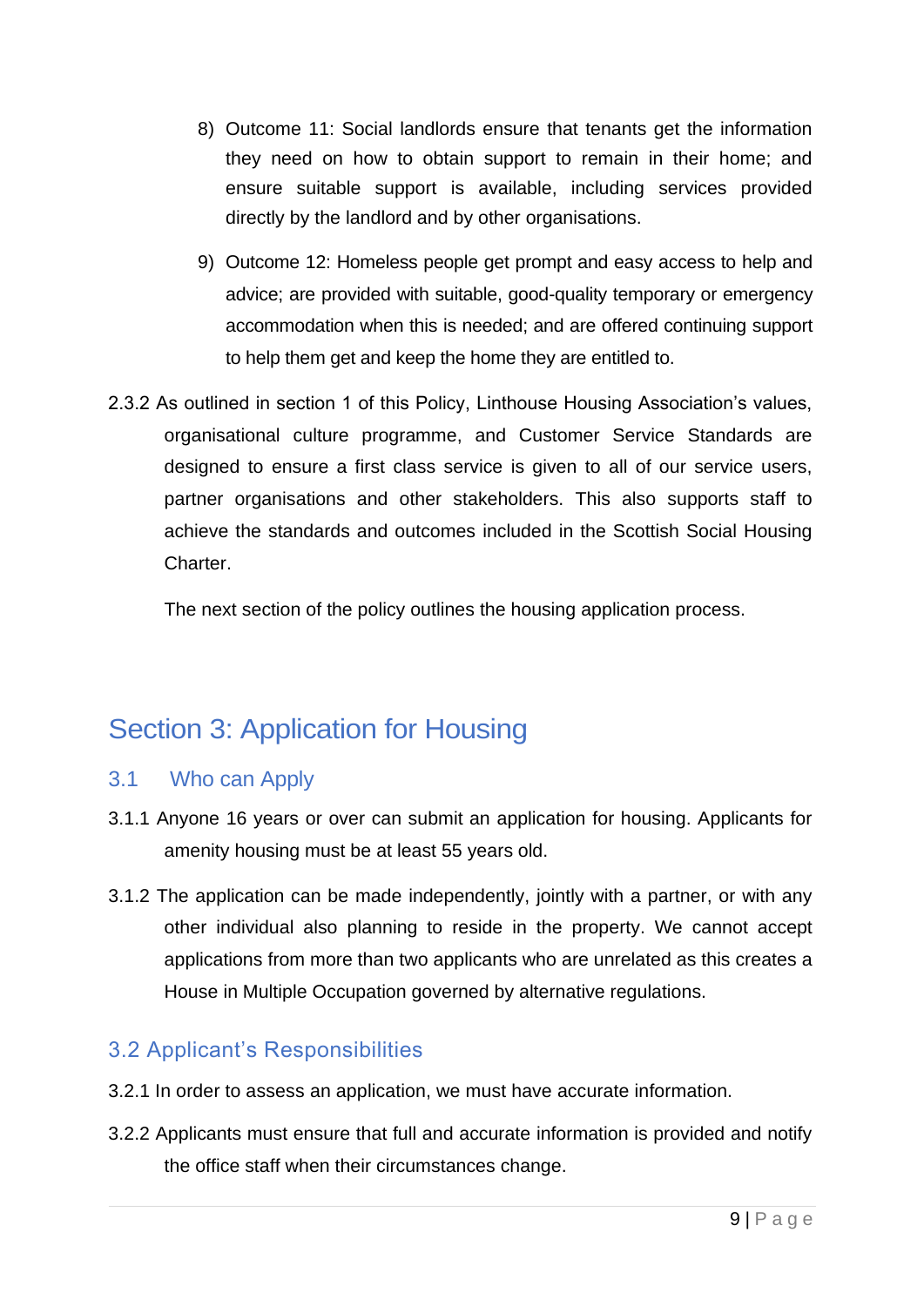8) Outcome 11: Social landlords ensure that tenants get the information they need on how to obtain support to remain in their home; and ensure suitable support is available, including services provided directly by the landlord and by other organisations.

9) Outcome 12: Homeless people get prompt and easy access to help and advice; are provided with suitable, good-quality temporary or emergency accommodation when this is needed; and are offered continuing support to help them get and keep the home they are entitled to.

2.3.2 As outlined in section 1 of this Policy, Linthouse Housing Association's values, organisational culture programme, and Customer Service Standards are designed to ensure a first class service is given to all of our service users, partner organisations and other stakeholders. This also supports staff to achieve the standards and outcomes included in the Scottish Social Housing Charter.

The next section of the policy outlines the housing application process.

# Section 3: Application for Housing

## 3.1 Who can Apply

3.1.1 Anyone 16 years or over can submit an application for housing. Applicants for amenity housing must be at least 55 years old.

3.1.2 The application can be made independently, jointly with a partner, or with any other individual also planning to reside in the property. We cannot accept applications from more than two applicants who are unrelated as this creates a House in Multiple Occupation governed by alternative regulations.

## 3.2 Applicant's Responsibilities

3.2.1 In order to assess an application, we must have accurate information.

3.2.2 Applicants must ensure that full and accurate information is provided and notify the office staff when their circumstances change.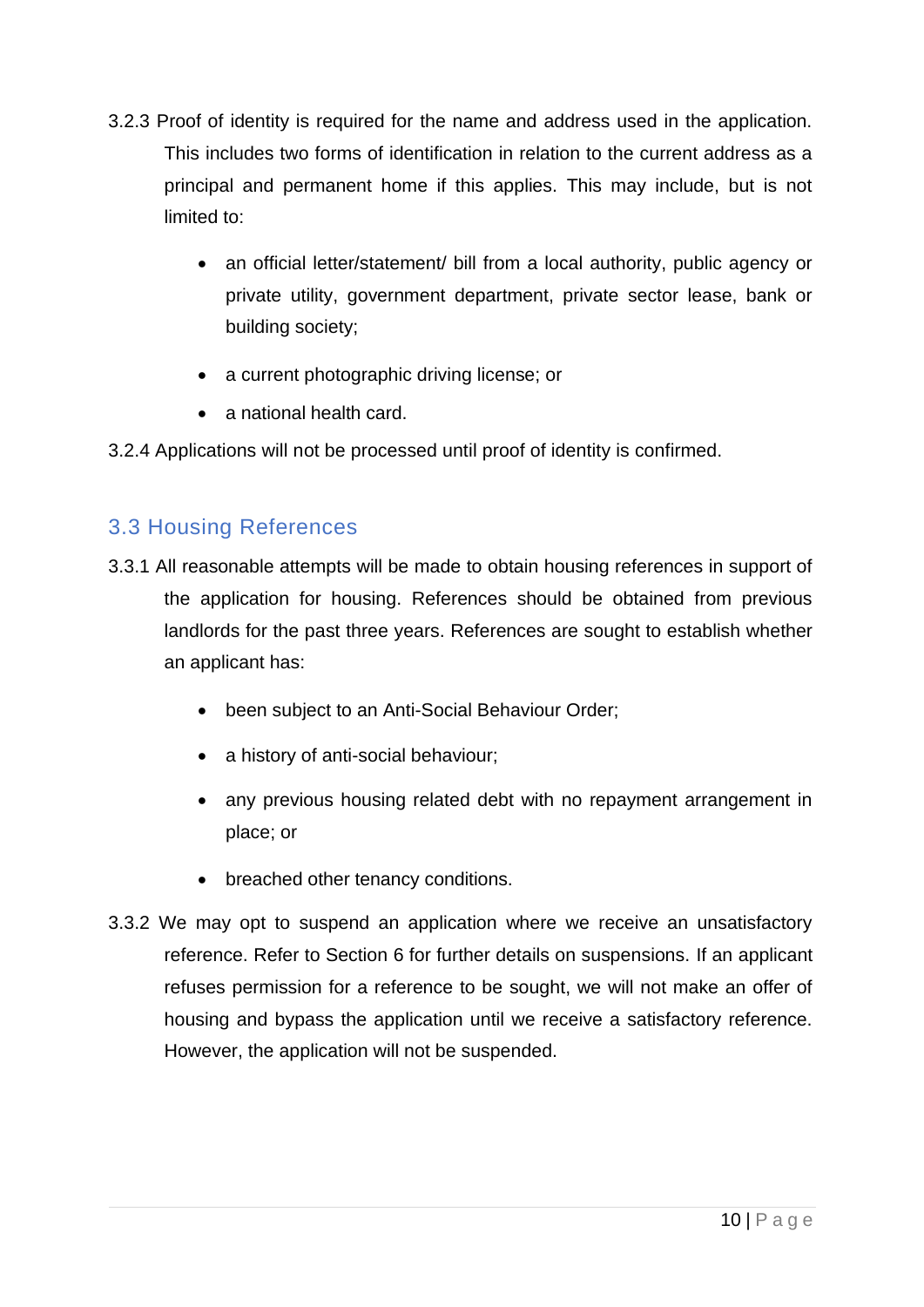3.2.3 Proof of identity is required for the name and address used in the application. This includes two forms of identification in relation to the current address as a principal and permanent home if this applies. This may include, but is not limited to:

- an official letter/statement/ bill from a local authority, public agency or private utility, government department, private sector lease, bank or building society;
- a current photographic driving license; or
- a national health card.

3.2.4 Applications will not be processed until proof of identity is confirmed.

## 3.3 Housing References

3.3.1 All reasonable attempts will be made to obtain housing references in support of the application for housing. References should be obtained from previous landlords for the past three years. References are sought to establish whether an applicant has:

- been subject to an Anti-Social Behaviour Order;
- a history of anti-social behaviour;
- any previous housing related debt with no repayment arrangement in place; or
- breached other tenancy conditions.

3.3.2 We may opt to suspend an application where we receive an unsatisfactory reference. Refer to Section 6 for further details on suspensions. If an applicant refuses permission for a reference to be sought, we will not make an offer of housing and bypass the application until we receive a satisfactory reference. However, the application will not be suspended.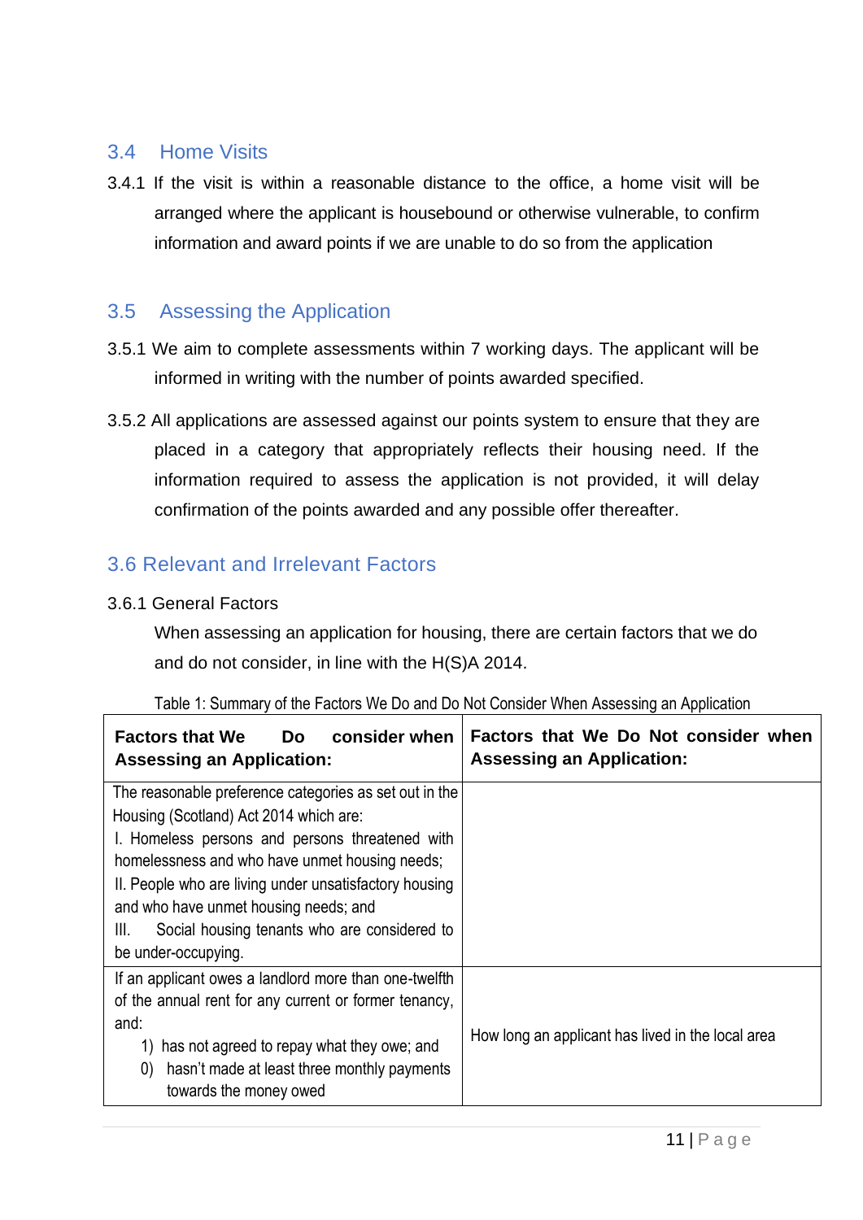## 3.4 Home Visits

3.4.1 If the visit is within a reasonable distance to the office, a home visit will be arranged where the applicant is housebound or otherwise vulnerable, to confirm information and award points if we are unable to do so from the application

## 3.5 Assessing the Application

3.5.1 We aim to complete assessments within 7 working days. The applicant will be informed in writing with the number of points awarded specified.

3.5.2 All applications are assessed against our points system to ensure that they are placed in a category that appropriately reflects their housing need. If the information required to assess the application is not provided, it will delay confirmation of the points awarded and any possible offer thereafter.

## 3.6 Relevant and Irrelevant Factors

3.6.1 General Factors

When assessing an application for housing, there are certain factors that we do and do not consider, in line with the H(S)A 2014.

Table 1: Summary of the Factors We Do and Do Not Consider When Assessing an Application

| **Factors that We Do consider when Assessing an Application:** | **Factors that We Do Not consider when Assessing an Application:** |
|---|---|
| The reasonable preference categories as set out in the Housing (Scotland) Act 2014 which are:<br>I. Homeless persons and persons threatened with homelessness and who have unmet housing needs;<br>II. People who are living under unsatisfactory housing and who have unmet housing needs; and<br>III. Social housing tenants who are considered to be under-occupying. | |
| If an applicant owes a landlord more than one-twelfth of the annual rent for any current or former tenancy, and:<br>1) has not agreed to repay what they owe; and<br>0) hasn't made at least three monthly payments towards the money owed | How long an applicant has lived in the local area |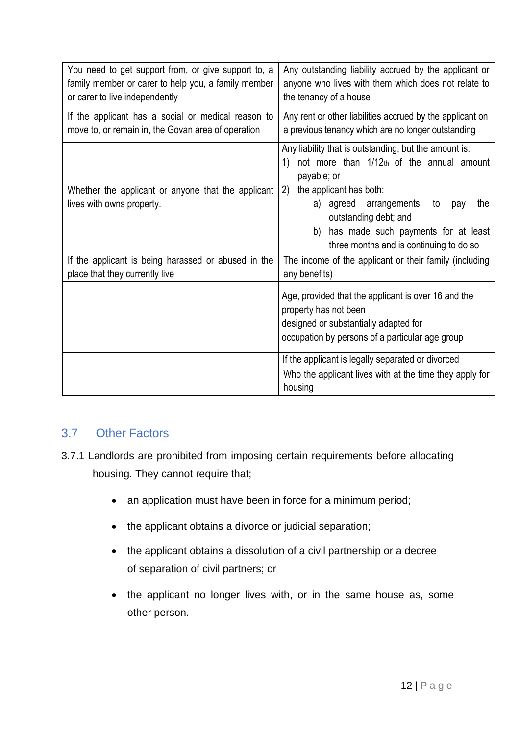| | |
|---|---|
| You need to get support from, or give support to, a family member or carer to help you, a family member or carer to live independently | Any outstanding liability accrued by the applicant or anyone who lives with them which does not relate to the tenancy of a house |
| If the applicant has a social or medical reason to move to, or remain in, the Govan area of operation | Any rent or other liabilities accrued by the applicant on a previous tenancy which are no longer outstanding |
| Whether the applicant or anyone that the applicant lives with owns property. | Any liability that is outstanding, but the amount is:<br>1) not more than 1/12th of the annual amount payable; or<br>2) the applicant has both:<br>a) agreed arrangements to pay the outstanding debt; and<br>b) has made such payments for at least three months and is continuing to do so |
| If the applicant is being harassed or abused in the place that they currently live | The income of the applicant or their family (including any benefits) |
| | Age, provided that the applicant is over 16 and the property has not been designed or substantially adapted for occupation by persons of a particular age group |
| | If the applicant is legally separated or divorced |
| | Who the applicant lives with at the time they apply for housing |

## 3.7 Other Factors

3.7.1 Landlords are prohibited from imposing certain requirements before allocating housing. They cannot require that;

- an application must have been in force for a minimum period;
- the applicant obtains a divorce or judicial separation;
- the applicant obtains a dissolution of a civil partnership or a decree of separation of civil partners; or
- the applicant no longer lives with, or in the same house as, some other person.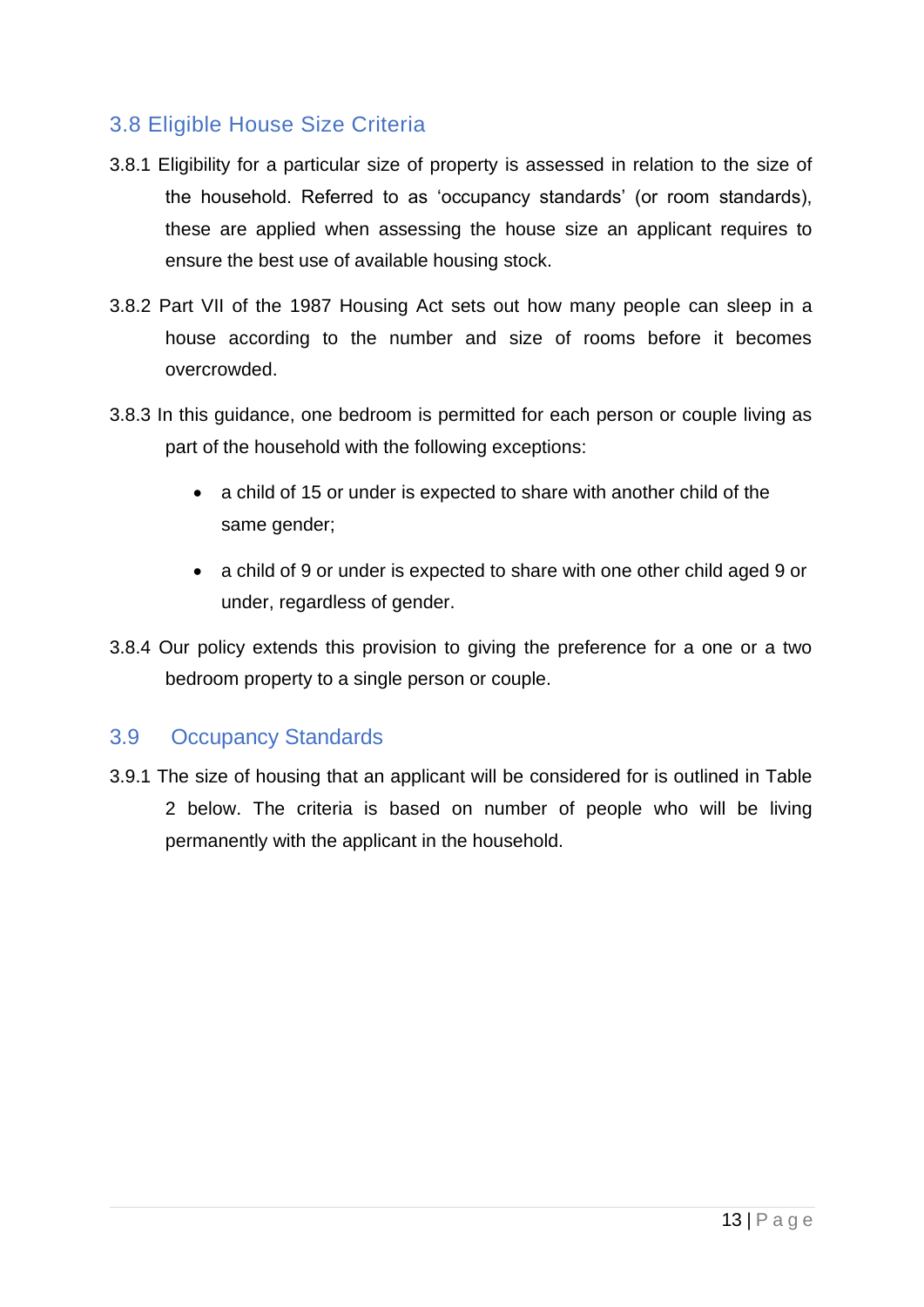## 3.8 Eligible House Size Criteria

3.8.1 Eligibility for a particular size of property is assessed in relation to the size of the household. Referred to as 'occupancy standards' (or room standards), these are applied when assessing the house size an applicant requires to ensure the best use of available housing stock.

3.8.2 Part VII of the 1987 Housing Act sets out how many people can sleep in a house according to the number and size of rooms before it becomes overcrowded.

3.8.3 In this guidance, one bedroom is permitted for each person or couple living as part of the household with the following exceptions:

- a child of 15 or under is expected to share with another child of the same gender;
- a child of 9 or under is expected to share with one other child aged 9 or under, regardless of gender.

3.8.4 Our policy extends this provision to giving the preference for a one or a two bedroom property to a single person or couple.

## 3.9 Occupancy Standards

3.9.1 The size of housing that an applicant will be considered for is outlined in Table 2 below. The criteria is based on number of people who will be living permanently with the applicant in the household.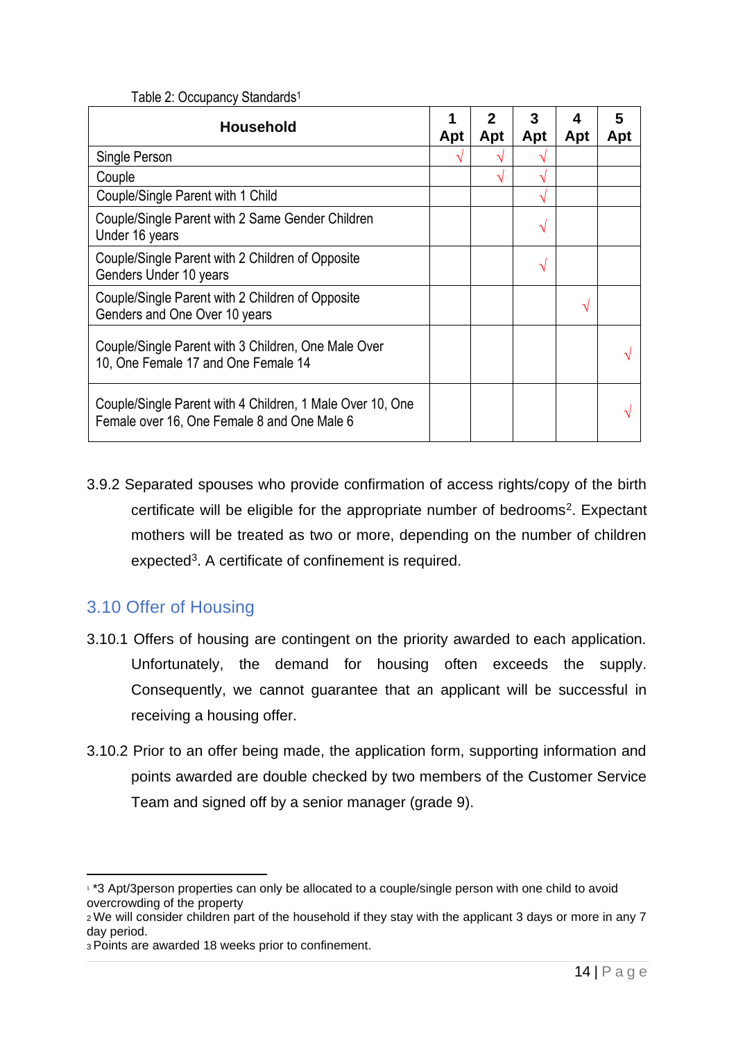Table 2: Occupancy Standards[1]

| Household | 1 Apt | 2 Apt | 3 Apt | 4 Apt | 5 Apt |
|---|---|---|---|---|---|
| Single Person | √ | √ | √ | | |
| Couple | | √ | √ | | |
| Couple/Single Parent with 1 Child | | | √ | | |
| Couple/Single Parent with 2 Same Gender Children Under 16 years | | | √ | | |
| Couple/Single Parent with 2 Children of Opposite Genders Under 10 years | | | √ | | |
| Couple/Single Parent with 2 Children of Opposite Genders and One Over 10 years | | | | √ | |
| Couple/Single Parent with 3 Children, One Male Over 10, One Female 17 and One Female 14 | | | | | √ |
| Couple/Single Parent with 4 Children, 1 Male Over 10, One Female over 16, One Female 8 and One Male 6 | | | | | √ |

3.9.2 Separated spouses who provide confirmation of access rights/copy of the birth certificate will be eligible for the appropriate number of bedrooms[2]. Expectant mothers will be treated as two or more, depending on the number of children expected[3]. A certificate of confinement is required.

## 3.10 Offer of Housing

3.10.1 Offers of housing are contingent on the priority awarded to each application. Unfortunately, the demand for housing often exceeds the supply. Consequently, we cannot guarantee that an applicant will be successful in receiving a housing offer.

3.10.2 Prior to an offer being made, the application form, supporting information and points awarded are double checked by two members of the Customer Service Team and signed off by a senior manager (grade 9).

---

[1] *3 Apt/3person properties can only be allocated to a couple/single person with one child to avoid overcrowding of the property

[2] We will consider children part of the household if they stay with the applicant 3 days or more in any 7 day period.

[3] Points are awarded 18 weeks prior to confinement.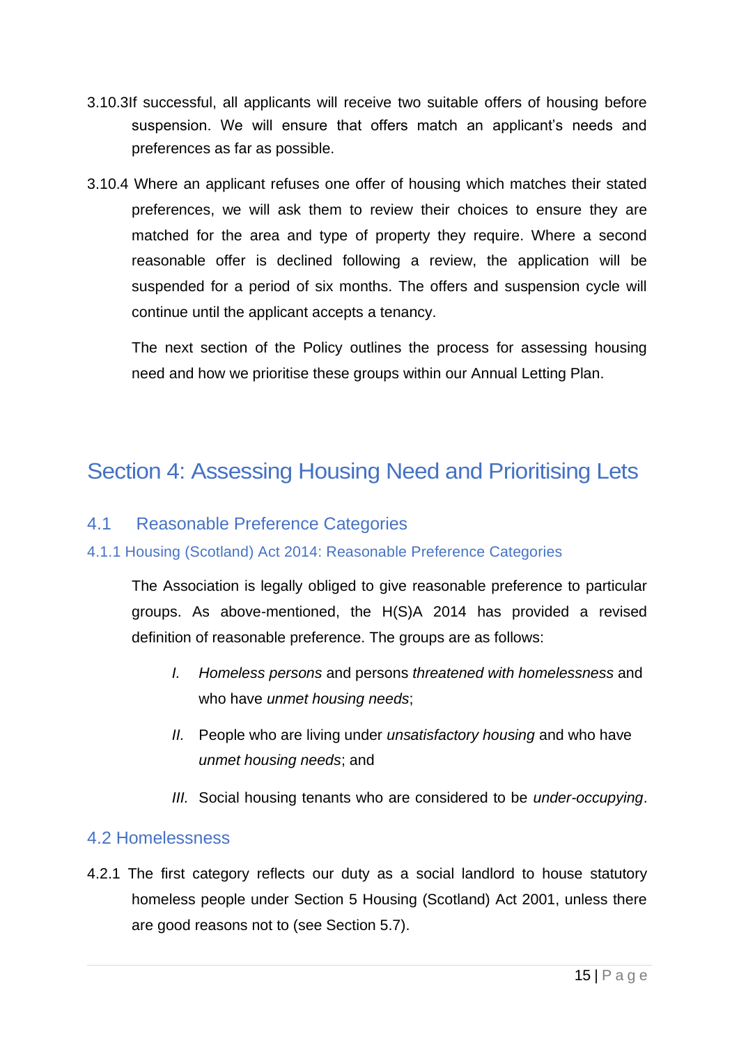3.10.3 If successful, all applicants will receive two suitable offers of housing before suspension. We will ensure that offers match an applicant's needs and preferences as far as possible.

3.10.4 Where an applicant refuses one offer of housing which matches their stated preferences, we will ask them to review their choices to ensure they are matched for the area and type of property they require. Where a second reasonable offer is declined following a review, the application will be suspended for a period of six months. The offers and suspension cycle will continue until the applicant accepts a tenancy.

The next section of the Policy outlines the process for assessing housing need and how we prioritise these groups within our Annual Letting Plan.

# Section 4: Assessing Housing Need and Prioritising Lets

## 4.1 Reasonable Preference Categories

### 4.1.1 Housing (Scotland) Act 2014: Reasonable Preference Categories

The Association is legally obliged to give reasonable preference to particular groups. As above-mentioned, the H(S)A 2014 has provided a revised definition of reasonable preference. The groups are as follows:

*I.* *Homeless persons* and persons *threatened with homelessness* and who have *unmet housing needs*;

*II.* People who are living under *unsatisfactory housing* and who have *unmet housing needs*; and

*III.* Social housing tenants who are considered to be *under-occupying*.

## 4.2 Homelessness

4.2.1 The first category reflects our duty as a social landlord to house statutory homeless people under Section 5 Housing (Scotland) Act 2001, unless there are good reasons not to (see Section 5.7).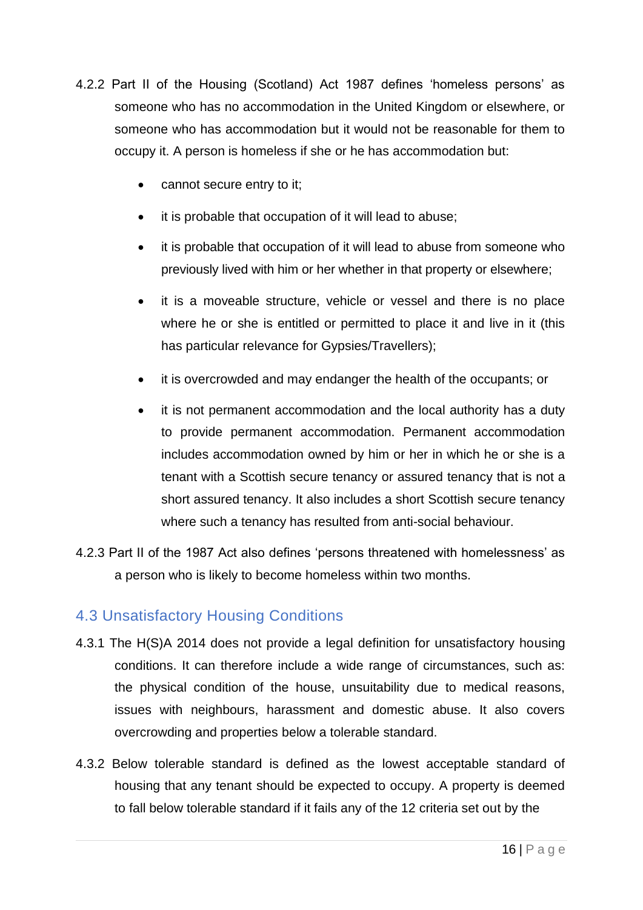4.2.2 Part II of the Housing (Scotland) Act 1987 defines 'homeless persons' as someone who has no accommodation in the United Kingdom or elsewhere, or someone who has accommodation but it would not be reasonable for them to occupy it. A person is homeless if she or he has accommodation but:

- cannot secure entry to it;
- it is probable that occupation of it will lead to abuse;
- it is probable that occupation of it will lead to abuse from someone who previously lived with him or her whether in that property or elsewhere;
- it is a moveable structure, vehicle or vessel and there is no place where he or she is entitled or permitted to place it and live in it (this has particular relevance for Gypsies/Travellers);
- it is overcrowded and may endanger the health of the occupants; or
- it is not permanent accommodation and the local authority has a duty to provide permanent accommodation. Permanent accommodation includes accommodation owned by him or her in which he or she is a tenant with a Scottish secure tenancy or assured tenancy that is not a short assured tenancy. It also includes a short Scottish secure tenancy where such a tenancy has resulted from anti-social behaviour.

4.2.3 Part II of the 1987 Act also defines 'persons threatened with homelessness' as a person who is likely to become homeless within two months.

## 4.3 Unsatisfactory Housing Conditions

4.3.1 The H(S)A 2014 does not provide a legal definition for unsatisfactory housing conditions. It can therefore include a wide range of circumstances, such as: the physical condition of the house, unsuitability due to medical reasons, issues with neighbours, harassment and domestic abuse. It also covers overcrowding and properties below a tolerable standard.

4.3.2 Below tolerable standard is defined as the lowest acceptable standard of housing that any tenant should be expected to occupy. A property is deemed to fall below tolerable standard if it fails any of the 12 criteria set out by the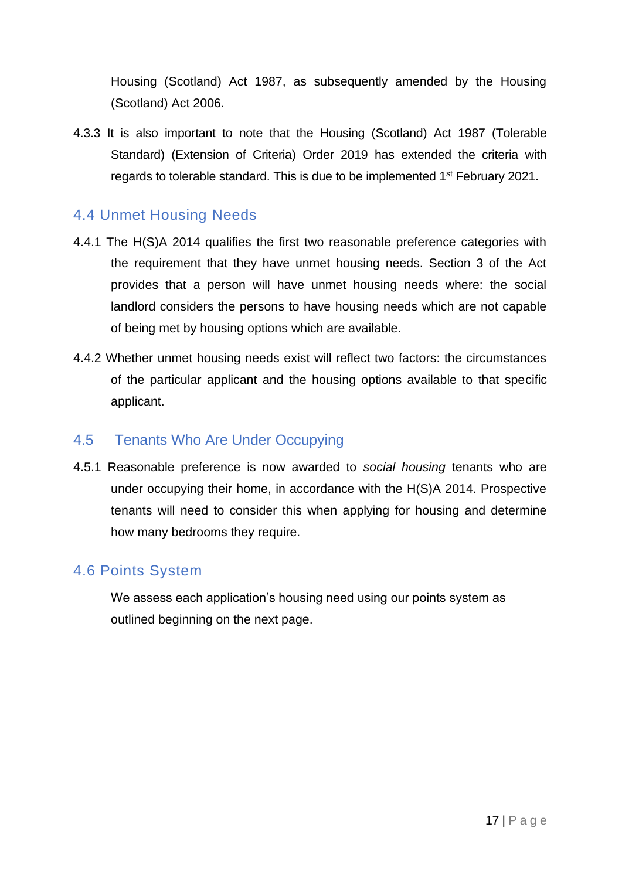Housing (Scotland) Act 1987, as subsequently amended by the Housing (Scotland) Act 2006.

4.3.3 It is also important to note that the Housing (Scotland) Act 1987 (Tolerable Standard) (Extension of Criteria) Order 2019 has extended the criteria with regards to tolerable standard. This is due to be implemented 1st February 2021.

## 4.4 Unmet Housing Needs

4.4.1 The H(S)A 2014 qualifies the first two reasonable preference categories with the requirement that they have unmet housing needs. Section 3 of the Act provides that a person will have unmet housing needs where: the social landlord considers the persons to have housing needs which are not capable of being met by housing options which are available.

4.4.2 Whether unmet housing needs exist will reflect two factors: the circumstances of the particular applicant and the housing options available to that specific applicant.

## 4.5 Tenants Who Are Under Occupying

4.5.1 Reasonable preference is now awarded to *social housing* tenants who are under occupying their home, in accordance with the H(S)A 2014. Prospective tenants will need to consider this when applying for housing and determine how many bedrooms they require.

## 4.6 Points System

We assess each application's housing need using our points system as outlined beginning on the next page.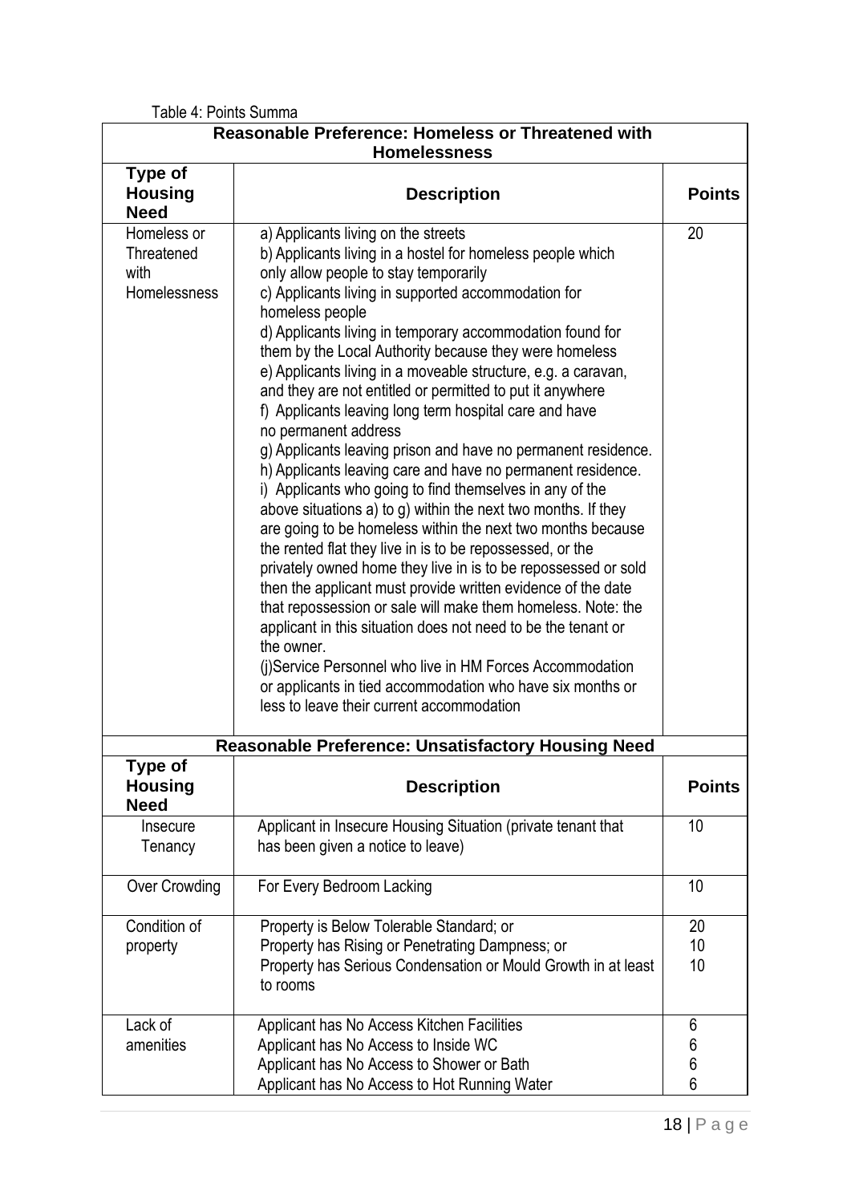Table 4: Points Summa

| Reasonable Preference: Homeless or Threatened with Homelessness | | |
|---|---|---|
| **Type of Housing Need** | **Description** | **Points** |
| Homeless or Threatened with Homelessness | a) Applicants living on the streets<br>b) Applicants living in a hostel for homeless people which only allow people to stay temporarily<br>c) Applicants living in supported accommodation for homeless people<br>d) Applicants living in temporary accommodation found for them by the Local Authority because they were homeless<br>e) Applicants living in a moveable structure, e.g. a caravan, and they are not entitled or permitted to put it anywhere<br>f) Applicants leaving long term hospital care and have no permanent address<br>g) Applicants leaving prison and have no permanent residence.<br>h) Applicants leaving care and have no permanent residence.<br>i) Applicants who going to find themselves in any of the above situations a) to g) within the next two months. If they are going to be homeless within the next two months because the rented flat they live in is to be repossessed, or the privately owned home they live in is to be repossessed or sold then the applicant must provide written evidence of the date that repossession or sale will make them homeless. Note: the applicant in this situation does not need to be the tenant or the owner.<br>(j)Service Personnel who live in HM Forces Accommodation or applicants in tied accommodation who have six months or less to leave their current accommodation | 20 |

| Reasonable Preference: Unsatisfactory Housing Need | | |
|---|---|---|
| **Type of Housing Need** | **Description** | **Points** |
| Insecure Tenancy | Applicant in Insecure Housing Situation (private tenant that has been given a notice to leave) | 10 |
| Over Crowding | For Every Bedroom Lacking | 10 |
| Condition of property | Property is Below Tolerable Standard; or<br>Property has Rising or Penetrating Dampness; or<br>Property has Serious Condensation or Mould Growth in at least to rooms | 20<br>10<br>10 |
| Lack of amenities | Applicant has No Access Kitchen Facilities<br>Applicant has No Access to Inside WC<br>Applicant has No Access to Shower or Bath<br>Applicant has No Access to Hot Running Water | 6<br>6<br>6<br>6 |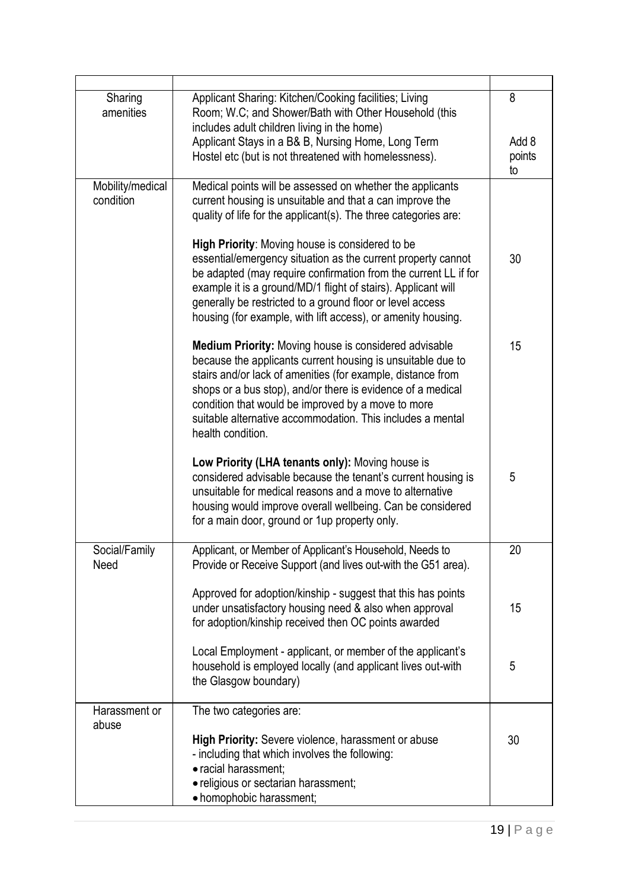| | | |
|---|---|---|
| Sharing amenities | Applicant Sharing: Kitchen/Cooking facilities; Living Room; W.C; and Shower/Bath with Other Household (this includes adult children living in the home)<br>Applicant Stays in a B& B, Nursing Home, Long Term Hostel etc (but is not threatened with homelessness). | 8<br><br>Add 8 points to |
| Mobility/medical condition | Medical points will be assessed on whether the applicants current housing is unsuitable and that a can improve the quality of life for the applicant(s). The three categories are:<br><br>**High Priority**: Moving house is considered to be essential/emergency situation as the current property cannot be adapted (may require confirmation from the current LL if for example it is a ground/MD/1 flight of stairs). Applicant will generally be restricted to a ground floor or level access housing (for example, with lift access), or amenity housing.<br><br>**Medium Priority:** Moving house is considered advisable because the applicants current housing is unsuitable due to stairs and/or lack of amenities (for example, distance from shops or a bus stop), and/or there is evidence of a medical condition that would be improved by a move to more suitable alternative accommodation. This includes a mental health condition.<br><br>**Low Priority (LHA tenants only):** Moving house is considered advisable because the tenant's current housing is unsuitable for medical reasons and a move to alternative housing would improve overall wellbeing. Can be considered for a main door, ground or 1up property only. | <br><br><br>30<br><br><br><br><br>15<br><br><br><br><br>5 |
| Social/Family Need | Applicant, or Member of Applicant's Household, Needs to Provide or Receive Support (and lives out-with the G51 area).<br><br>Approved for adoption/kinship - suggest that this has points under unsatisfactory housing need & also when approval for adoption/kinship received then OC points awarded<br><br>Local Employment - applicant, or member of the applicant's household is employed locally (and applicant lives out-with the Glasgow boundary) | 20<br><br><br>15<br><br><br>5 |
| Harassment or abuse | The two categories are:<br><br>**High Priority:** Severe violence, harassment or abuse - including that which involves the following:<br>• racial harassment;<br>• religious or sectarian harassment;<br>• homophobic harassment; | <br><br>30 |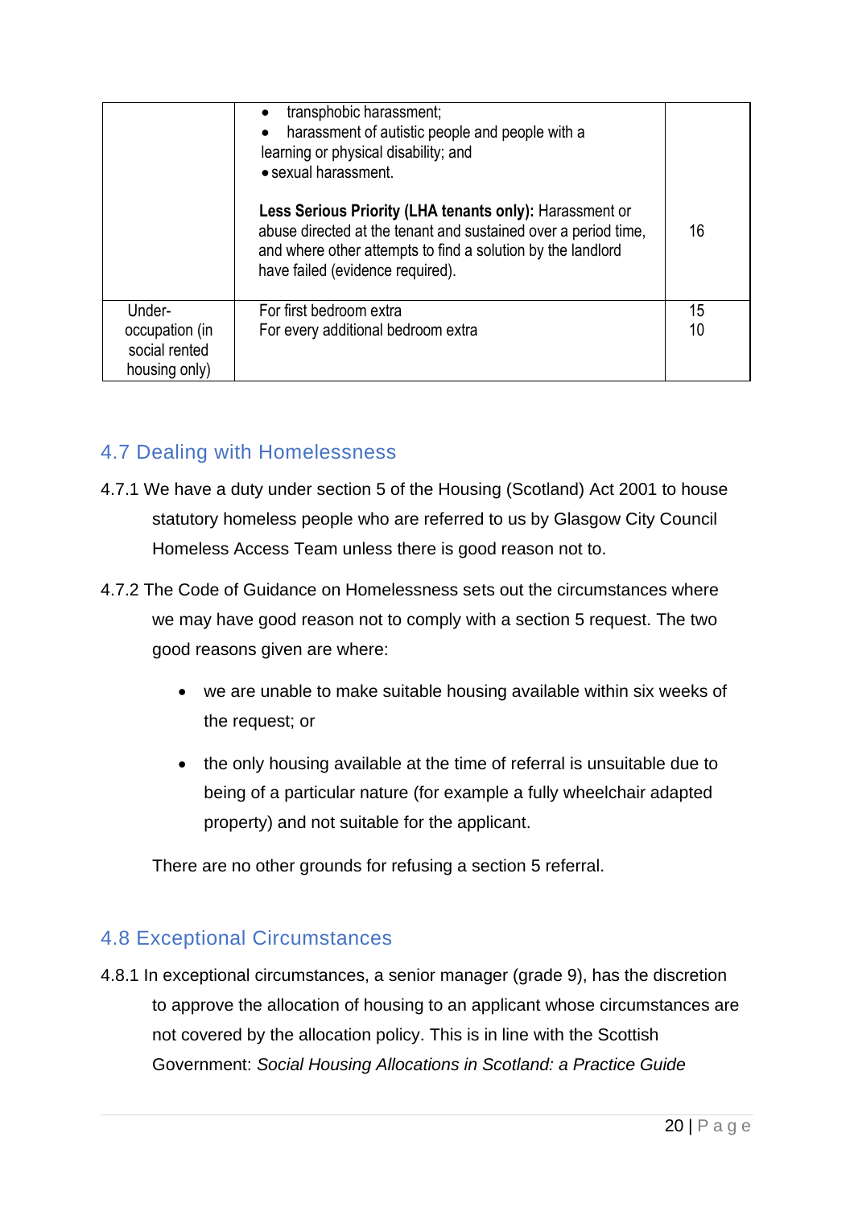| | | |
|---|---|---|
| | • transphobic harassment;<br>• harassment of autistic people and people with a learning or physical disability; and<br>• sexual harassment.<br><br>**Less Serious Priority (LHA tenants only):** Harassment or abuse directed at the tenant and sustained over a period time, and where other attempts to find a solution by the landlord have failed (evidence required). | 16 |
| Under-occupation (in social rented housing only) | For first bedroom extra<br>For every additional bedroom extra | 15<br>10 |

## 4.7 Dealing with Homelessness

4.7.1 We have a duty under section 5 of the Housing (Scotland) Act 2001 to house statutory homeless people who are referred to us by Glasgow City Council Homeless Access Team unless there is good reason not to.

4.7.2 The Code of Guidance on Homelessness sets out the circumstances where we may have good reason not to comply with a section 5 request. The two good reasons given are where:

- we are unable to make suitable housing available within six weeks of the request; or
- the only housing available at the time of referral is unsuitable due to being of a particular nature (for example a fully wheelchair adapted property) and not suitable for the applicant.

There are no other grounds for refusing a section 5 referral.

## 4.8 Exceptional Circumstances

4.8.1 In exceptional circumstances, a senior manager (grade 9), has the discretion to approve the allocation of housing to an applicant whose circumstances are not covered by the allocation policy. This is in line with the Scottish Government: *Social Housing Allocations in Scotland: a Practice Guide*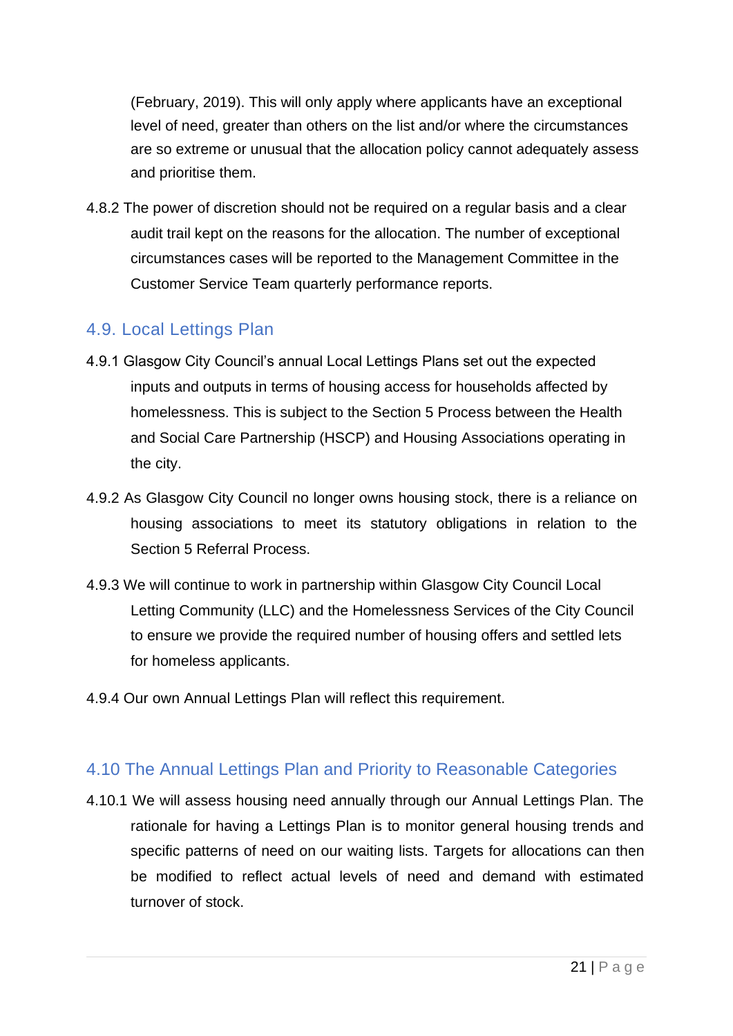(February, 2019). This will only apply where applicants have an exceptional level of need, greater than others on the list and/or where the circumstances are so extreme or unusual that the allocation policy cannot adequately assess and prioritise them.

4.8.2 The power of discretion should not be required on a regular basis and a clear audit trail kept on the reasons for the allocation. The number of exceptional circumstances cases will be reported to the Management Committee in the Customer Service Team quarterly performance reports.

## 4.9. Local Lettings Plan

4.9.1 Glasgow City Council's annual Local Lettings Plans set out the expected inputs and outputs in terms of housing access for households affected by homelessness. This is subject to the Section 5 Process between the Health and Social Care Partnership (HSCP) and Housing Associations operating in the city.

4.9.2 As Glasgow City Council no longer owns housing stock, there is a reliance on housing associations to meet its statutory obligations in relation to the Section 5 Referral Process.

4.9.3 We will continue to work in partnership within Glasgow City Council Local Letting Community (LLC) and the Homelessness Services of the City Council to ensure we provide the required number of housing offers and settled lets for homeless applicants.

4.9.4 Our own Annual Lettings Plan will reflect this requirement.

## 4.10 The Annual Lettings Plan and Priority to Reasonable Categories

4.10.1 We will assess housing need annually through our Annual Lettings Plan. The rationale for having a Lettings Plan is to monitor general housing trends and specific patterns of need on our waiting lists. Targets for allocations can then be modified to reflect actual levels of need and demand with estimated turnover of stock.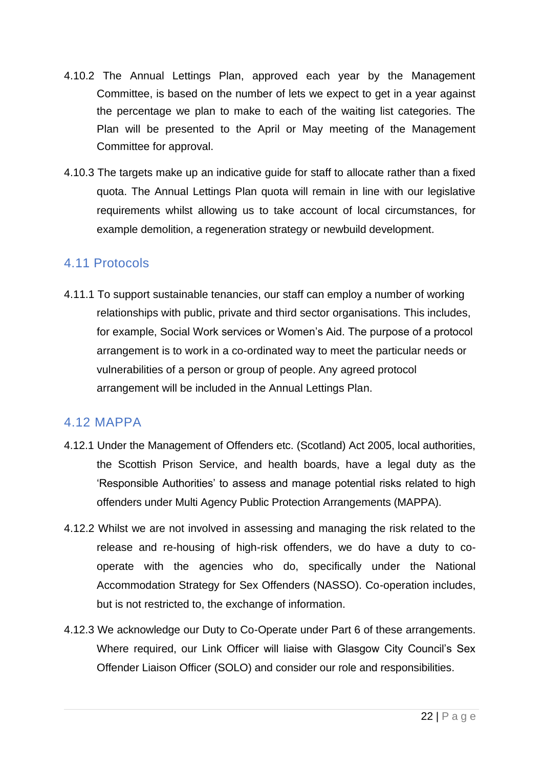4.10.2 The Annual Lettings Plan, approved each year by the Management Committee, is based on the number of lets we expect to get in a year against the percentage we plan to make to each of the waiting list categories. The Plan will be presented to the April or May meeting of the Management Committee for approval.

4.10.3 The targets make up an indicative guide for staff to allocate rather than a fixed quota. The Annual Lettings Plan quota will remain in line with our legislative requirements whilst allowing us to take account of local circumstances, for example demolition, a regeneration strategy or newbuild development.

## 4.11 Protocols

4.11.1 To support sustainable tenancies, our staff can employ a number of working relationships with public, private and third sector organisations. This includes, for example, Social Work services or Women's Aid. The purpose of a protocol arrangement is to work in a co-ordinated way to meet the particular needs or vulnerabilities of a person or group of people. Any agreed protocol arrangement will be included in the Annual Lettings Plan.

## 4.12 MAPPA

4.12.1 Under the Management of Offenders etc. (Scotland) Act 2005, local authorities, the Scottish Prison Service, and health boards, have a legal duty as the 'Responsible Authorities' to assess and manage potential risks related to high offenders under Multi Agency Public Protection Arrangements (MAPPA).

4.12.2 Whilst we are not involved in assessing and managing the risk related to the release and re-housing of high-risk offenders, we do have a duty to co-operate with the agencies who do, specifically under the National Accommodation Strategy for Sex Offenders (NASSO). Co-operation includes, but is not restricted to, the exchange of information.

4.12.3 We acknowledge our Duty to Co-Operate under Part 6 of these arrangements. Where required, our Link Officer will liaise with Glasgow City Council's Sex Offender Liaison Officer (SOLO) and consider our role and responsibilities.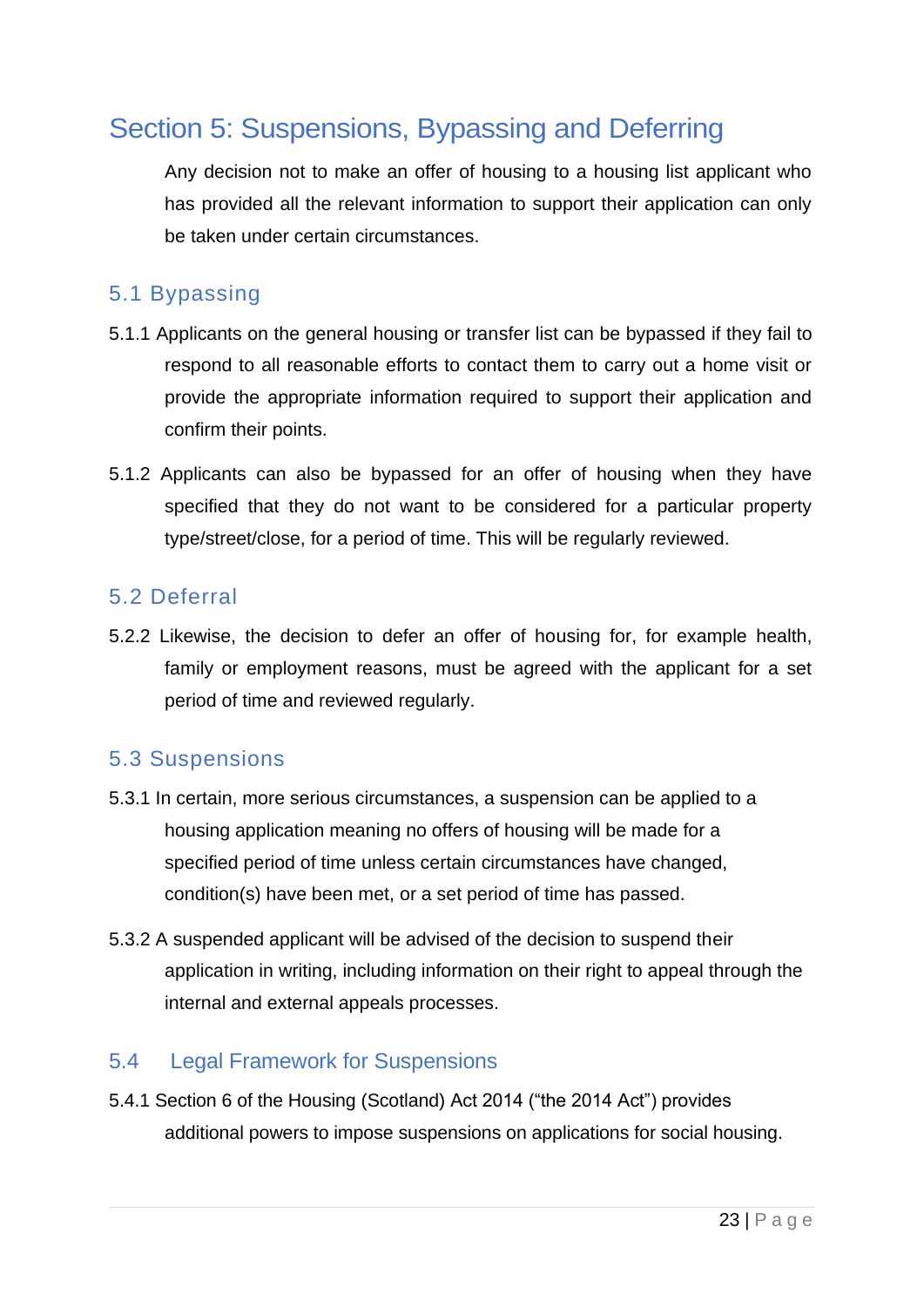# Section 5: Suspensions, Bypassing and Deferring

Any decision not to make an offer of housing to a housing list applicant who has provided all the relevant information to support their application can only be taken under certain circumstances.

## 5.1 Bypassing

5.1.1 Applicants on the general housing or transfer list can be bypassed if they fail to respond to all reasonable efforts to contact them to carry out a home visit or provide the appropriate information required to support their application and confirm their points.

5.1.2 Applicants can also be bypassed for an offer of housing when they have specified that they do not want to be considered for a particular property type/street/close, for a period of time. This will be regularly reviewed.

## 5.2 Deferral

5.2.2 Likewise, the decision to defer an offer of housing for, for example health, family or employment reasons, must be agreed with the applicant for a set period of time and reviewed regularly.

## 5.3 Suspensions

5.3.1 In certain, more serious circumstances, a suspension can be applied to a housing application meaning no offers of housing will be made for a specified period of time unless certain circumstances have changed, condition(s) have been met, or a set period of time has passed.

5.3.2 A suspended applicant will be advised of the decision to suspend their application in writing, including information on their right to appeal through the internal and external appeals processes.

## 5.4 Legal Framework for Suspensions

5.4.1 Section 6 of the Housing (Scotland) Act 2014 ("the 2014 Act") provides additional powers to impose suspensions on applications for social housing.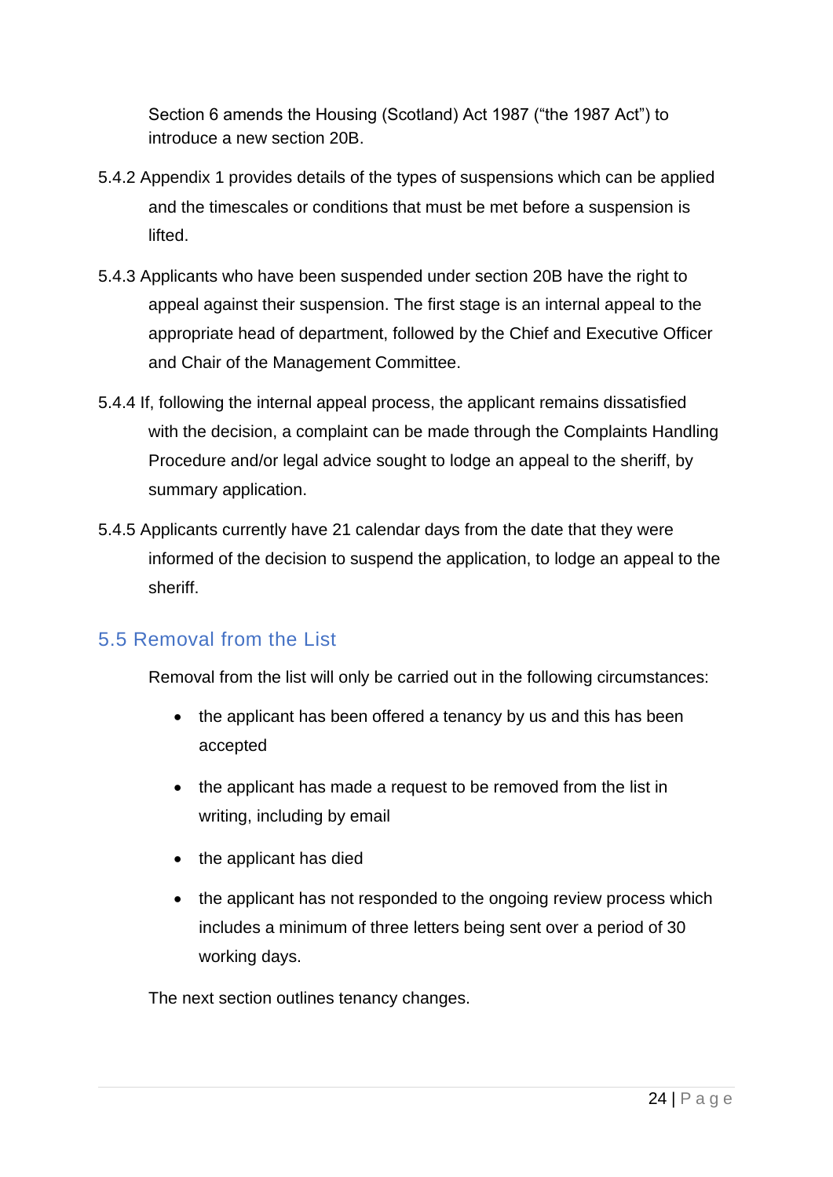Section 6 amends the Housing (Scotland) Act 1987 ("the 1987 Act") to introduce a new section 20B.

5.4.2 Appendix 1 provides details of the types of suspensions which can be applied and the timescales or conditions that must be met before a suspension is lifted.

5.4.3 Applicants who have been suspended under section 20B have the right to appeal against their suspension. The first stage is an internal appeal to the appropriate head of department, followed by the Chief and Executive Officer and Chair of the Management Committee.

5.4.4 If, following the internal appeal process, the applicant remains dissatisfied with the decision, a complaint can be made through the Complaints Handling Procedure and/or legal advice sought to lodge an appeal to the sheriff, by summary application.

5.4.5 Applicants currently have 21 calendar days from the date that they were informed of the decision to suspend the application, to lodge an appeal to the sheriff.

## 5.5 Removal from the List

Removal from the list will only be carried out in the following circumstances:

- the applicant has been offered a tenancy by us and this has been accepted
- the applicant has made a request to be removed from the list in writing, including by email
- the applicant has died
- the applicant has not responded to the ongoing review process which includes a minimum of three letters being sent over a period of 30 working days.

The next section outlines tenancy changes.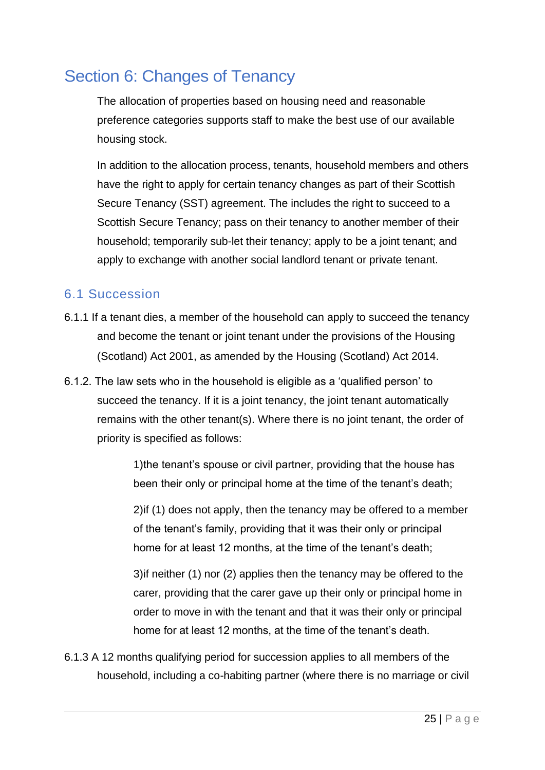# Section 6: Changes of Tenancy

The allocation of properties based on housing need and reasonable preference categories supports staff to make the best use of our available housing stock.

In addition to the allocation process, tenants, household members and others have the right to apply for certain tenancy changes as part of their Scottish Secure Tenancy (SST) agreement. The includes the right to succeed to a Scottish Secure Tenancy; pass on their tenancy to another member of their household; temporarily sub-let their tenancy; apply to be a joint tenant; and apply to exchange with another social landlord tenant or private tenant.

## 6.1 Succession

6.1.1 If a tenant dies, a member of the household can apply to succeed the tenancy and become the tenant or joint tenant under the provisions of the Housing (Scotland) Act 2001, as amended by the Housing (Scotland) Act 2014.

6.1.2. The law sets who in the household is eligible as a 'qualified person' to succeed the tenancy. If it is a joint tenancy, the joint tenant automatically remains with the other tenant(s). Where there is no joint tenant, the order of priority is specified as follows:

> 1)the tenant's spouse or civil partner, providing that the house has been their only or principal home at the time of the tenant's death;
>
> 2)if (1) does not apply, then the tenancy may be offered to a member of the tenant's family, providing that it was their only or principal home for at least 12 months, at the time of the tenant's death;
>
> 3)if neither (1) nor (2) applies then the tenancy may be offered to the carer, providing that the carer gave up their only or principal home in order to move in with the tenant and that it was their only or principal home for at least 12 months, at the time of the tenant's death.

6.1.3 A 12 months qualifying period for succession applies to all members of the household, including a co-habiting partner (where there is no marriage or civil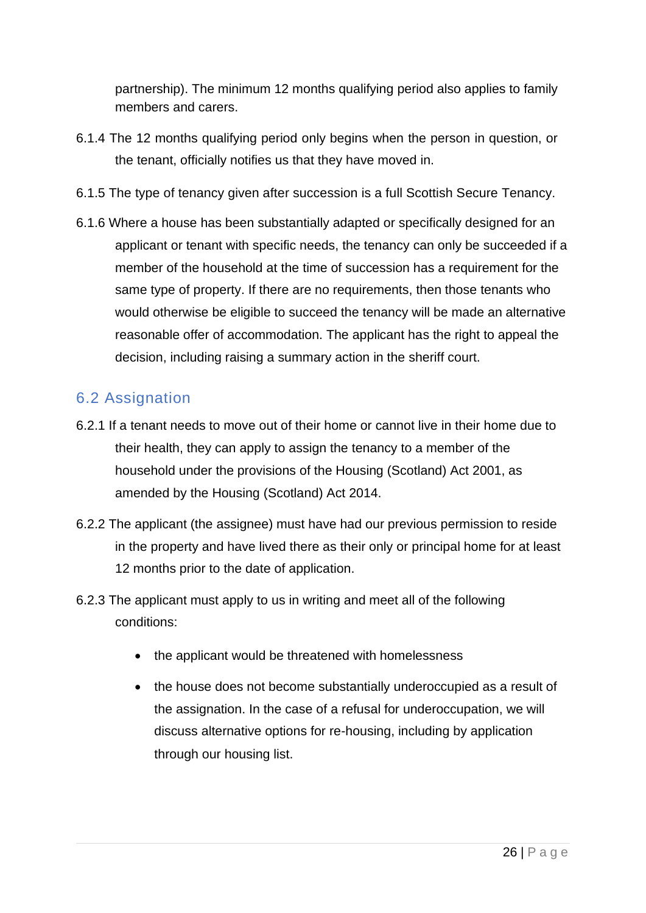partnership). The minimum 12 months qualifying period also applies to family members and carers.

6.1.4 The 12 months qualifying period only begins when the person in question, or the tenant, officially notifies us that they have moved in.

6.1.5 The type of tenancy given after succession is a full Scottish Secure Tenancy.

6.1.6 Where a house has been substantially adapted or specifically designed for an applicant or tenant with specific needs, the tenancy can only be succeeded if a member of the household at the time of succession has a requirement for the same type of property. If there are no requirements, then those tenants who would otherwise be eligible to succeed the tenancy will be made an alternative reasonable offer of accommodation. The applicant has the right to appeal the decision, including raising a summary action in the sheriff court.

## 6.2 Assignation

6.2.1 If a tenant needs to move out of their home or cannot live in their home due to their health, they can apply to assign the tenancy to a member of the household under the provisions of the Housing (Scotland) Act 2001, as amended by the Housing (Scotland) Act 2014.

6.2.2 The applicant (the assignee) must have had our previous permission to reside in the property and have lived there as their only or principal home for at least 12 months prior to the date of application.

6.2.3 The applicant must apply to us in writing and meet all of the following conditions:

- the applicant would be threatened with homelessness
- the house does not become substantially underoccupied as a result of the assignation. In the case of a refusal for underoccupation, we will discuss alternative options for re-housing, including by application through our housing list.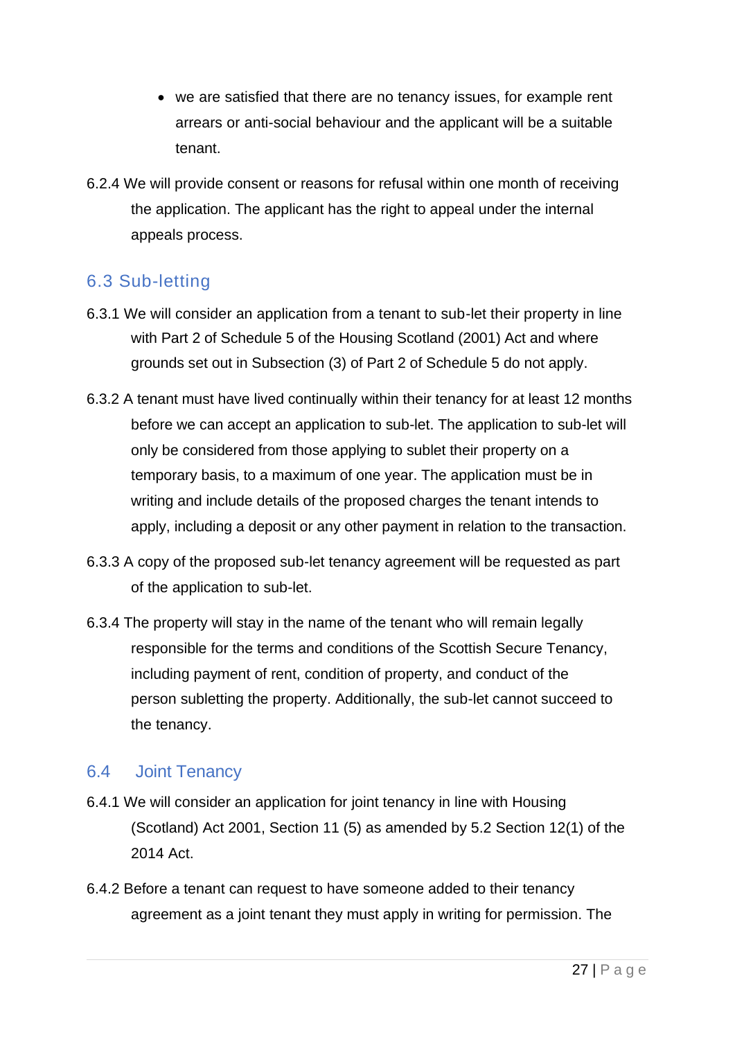- we are satisfied that there are no tenancy issues, for example rent arrears or anti-social behaviour and the applicant will be a suitable tenant.

6.2.4 We will provide consent or reasons for refusal within one month of receiving the application. The applicant has the right to appeal under the internal appeals process.

## 6.3 Sub-letting

6.3.1 We will consider an application from a tenant to sub-let their property in line with Part 2 of Schedule 5 of the Housing Scotland (2001) Act and where grounds set out in Subsection (3) of Part 2 of Schedule 5 do not apply.

6.3.2 A tenant must have lived continually within their tenancy for at least 12 months before we can accept an application to sub-let. The application to sub-let will only be considered from those applying to sublet their property on a temporary basis, to a maximum of one year. The application must be in writing and include details of the proposed charges the tenant intends to apply, including a deposit or any other payment in relation to the transaction.

6.3.3 A copy of the proposed sub-let tenancy agreement will be requested as part of the application to sub-let.

6.3.4 The property will stay in the name of the tenant who will remain legally responsible for the terms and conditions of the Scottish Secure Tenancy, including payment of rent, condition of property, and conduct of the person subletting the property. Additionally, the sub-let cannot succeed to the tenancy.

## 6.4 Joint Tenancy

6.4.1 We will consider an application for joint tenancy in line with Housing (Scotland) Act 2001, Section 11 (5) as amended by 5.2 Section 12(1) of the 2014 Act.

6.4.2 Before a tenant can request to have someone added to their tenancy agreement as a joint tenant they must apply in writing for permission. The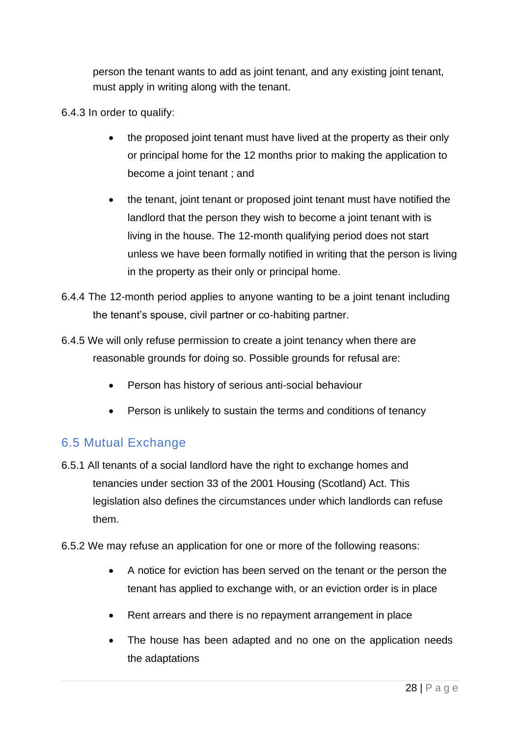person the tenant wants to add as joint tenant, and any existing joint tenant, must apply in writing along with the tenant.

6.4.3 In order to qualify:

- the proposed joint tenant must have lived at the property as their only or principal home for the 12 months prior to making the application to become a joint tenant ; and
- the tenant, joint tenant or proposed joint tenant must have notified the landlord that the person they wish to become a joint tenant with is living in the house. The 12-month qualifying period does not start unless we have been formally notified in writing that the person is living in the property as their only or principal home.

6.4.4 The 12-month period applies to anyone wanting to be a joint tenant including the tenant's spouse, civil partner or co-habiting partner.

6.4.5 We will only refuse permission to create a joint tenancy when there are reasonable grounds for doing so. Possible grounds for refusal are:

- Person has history of serious anti-social behaviour
- Person is unlikely to sustain the terms and conditions of tenancy

## 6.5 Mutual Exchange

6.5.1 All tenants of a social landlord have the right to exchange homes and tenancies under section 33 of the 2001 Housing (Scotland) Act. This legislation also defines the circumstances under which landlords can refuse them.

6.5.2 We may refuse an application for one or more of the following reasons:

- A notice for eviction has been served on the tenant or the person the tenant has applied to exchange with, or an eviction order is in place
- Rent arrears and there is no repayment arrangement in place
- The house has been adapted and no one on the application needs the adaptations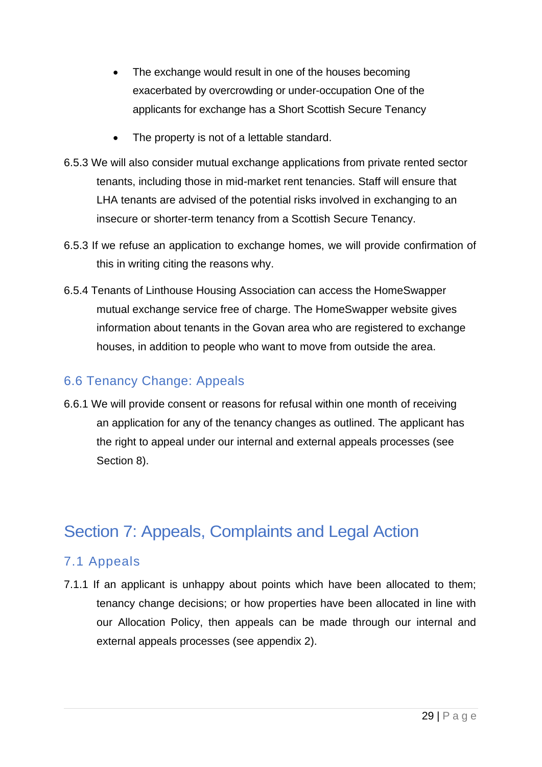- The exchange would result in one of the houses becoming exacerbated by overcrowding or under-occupation One of the applicants for exchange has a Short Scottish Secure Tenancy
- The property is not of a lettable standard.

6.5.3 We will also consider mutual exchange applications from private rented sector tenants, including those in mid-market rent tenancies. Staff will ensure that LHA tenants are advised of the potential risks involved in exchanging to an insecure or shorter-term tenancy from a Scottish Secure Tenancy.

6.5.3 If we refuse an application to exchange homes, we will provide confirmation of this in writing citing the reasons why.

6.5.4 Tenants of Linthouse Housing Association can access the HomeSwapper mutual exchange service free of charge. The HomeSwapper website gives information about tenants in the Govan area who are registered to exchange houses, in addition to people who want to move from outside the area.

### 6.6 Tenancy Change: Appeals

6.6.1 We will provide consent or reasons for refusal within one month of receiving an application for any of the tenancy changes as outlined. The applicant has the right to appeal under our internal and external appeals processes (see Section 8).

## Section 7: Appeals, Complaints and Legal Action

### 7.1 Appeals

7.1.1 If an applicant is unhappy about points which have been allocated to them; tenancy change decisions; or how properties have been allocated in line with our Allocation Policy, then appeals can be made through our internal and external appeals processes (see appendix 2).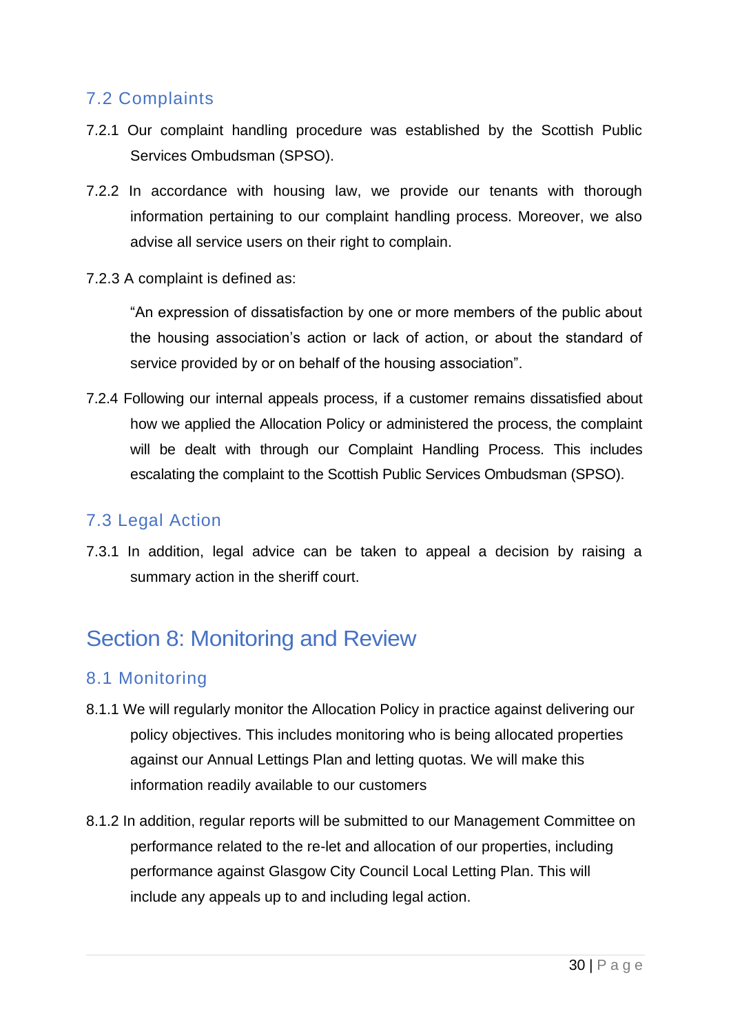### 7.2 Complaints

7.2.1 Our complaint handling procedure was established by the Scottish Public Services Ombudsman (SPSO).

7.2.2 In accordance with housing law, we provide our tenants with thorough information pertaining to our complaint handling process. Moreover, we also advise all service users on their right to complain.

7.2.3 A complaint is defined as:

"An expression of dissatisfaction by one or more members of the public about the housing association's action or lack of action, or about the standard of service provided by or on behalf of the housing association".

7.2.4 Following our internal appeals process, if a customer remains dissatisfied about how we applied the Allocation Policy or administered the process, the complaint will be dealt with through our Complaint Handling Process. This includes escalating the complaint to the Scottish Public Services Ombudsman (SPSO).

### 7.3 Legal Action

7.3.1 In addition, legal advice can be taken to appeal a decision by raising a summary action in the sheriff court.

## Section 8: Monitoring and Review

### 8.1 Monitoring

8.1.1 We will regularly monitor the Allocation Policy in practice against delivering our policy objectives. This includes monitoring who is being allocated properties against our Annual Lettings Plan and letting quotas. We will make this information readily available to our customers

8.1.2 In addition, regular reports will be submitted to our Management Committee on performance related to the re-let and allocation of our properties, including performance against Glasgow City Council Local Letting Plan. This will include any appeals up to and including legal action.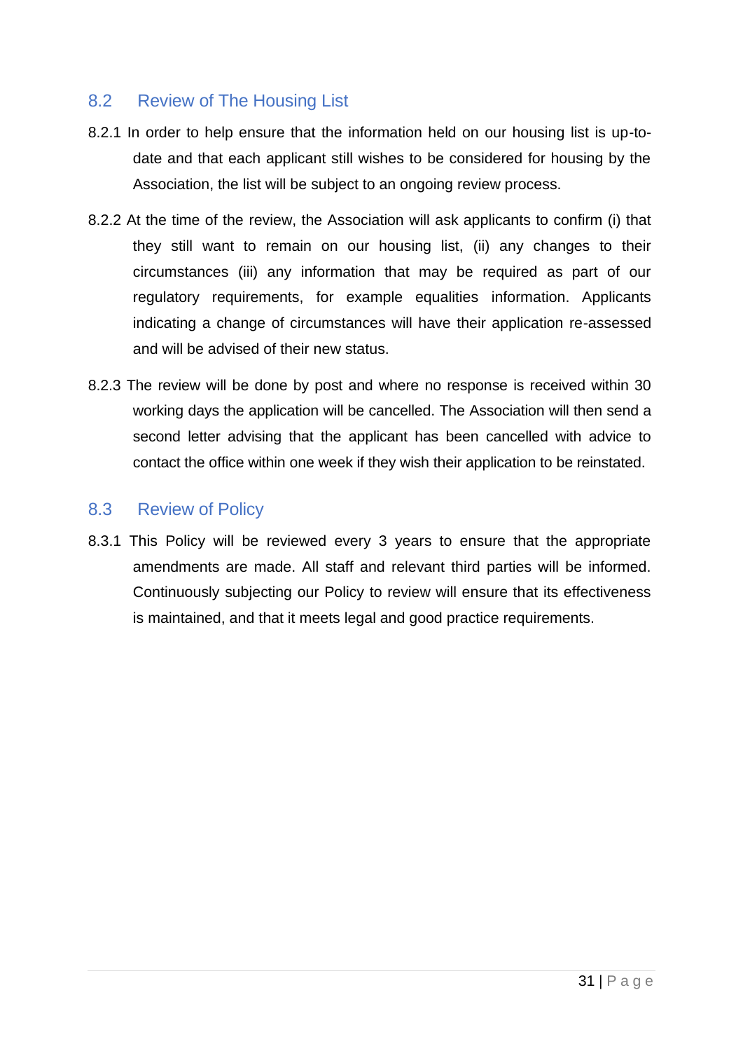## 8.2 Review of The Housing List

8.2.1 In order to help ensure that the information held on our housing list is up-to-date and that each applicant still wishes to be considered for housing by the Association, the list will be subject to an ongoing review process.

8.2.2 At the time of the review, the Association will ask applicants to confirm (i) that they still want to remain on our housing list, (ii) any changes to their circumstances (iii) any information that may be required as part of our regulatory requirements, for example equalities information. Applicants indicating a change of circumstances will have their application re-assessed and will be advised of their new status.

8.2.3 The review will be done by post and where no response is received within 30 working days the application will be cancelled. The Association will then send a second letter advising that the applicant has been cancelled with advice to contact the office within one week if they wish their application to be reinstated.

## 8.3 Review of Policy

8.3.1 This Policy will be reviewed every 3 years to ensure that the appropriate amendments are made. All staff and relevant third parties will be informed. Continuously subjecting our Policy to review will ensure that its effectiveness is maintained, and that it meets legal and good practice requirements.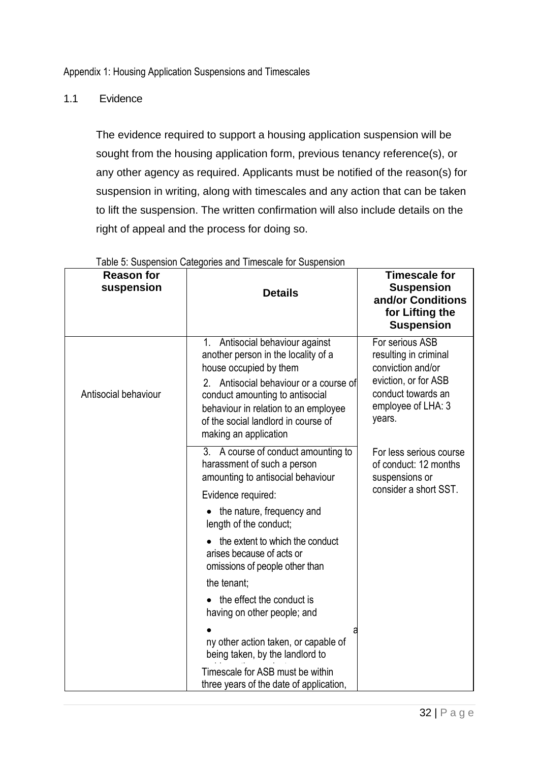Appendix 1: Housing Application Suspensions and Timescales

## 1.1 Evidence

The evidence required to support a housing application suspension will be sought from the housing application form, previous tenancy reference(s), or any other agency as required. Applicants must be notified of the reason(s) for suspension in writing, along with timescales and any action that can be taken to lift the suspension. The written confirmation will also include details on the right of appeal and the process for doing so.

Table 5: Suspension Categories and Timescale for Suspension

| Reason for suspension | Details | Timescale for Suspension and/or Conditions for Lifting the Suspension |
|---|---|---|
| Antisocial behaviour | 1. Antisocial behaviour against another person in the locality of a house occupied by them<br>2. Antisocial behaviour or a course of conduct amounting to antisocial behaviour in relation to an employee of the social landlord in course of making an application | For serious ASB resulting in criminal conviction and/or eviction, or for ASB conduct towards an employee of LHA: 3 years. |
| | 3. A course of conduct amounting to harassment of such a person amounting to antisocial behaviour<br>Evidence required:<br>• the nature, frequency and length of the conduct;<br>• the extent to which the conduct arises because of acts or omissions of people other than the tenant;<br>• the effect the conduct is having on other people; and<br>• any other action taken, or capable of being taken, by the landlord to<br>Timescale for ASB must be within three years of the date of application, | For less serious course of conduct: 12 months suspensions or consider a short SST. |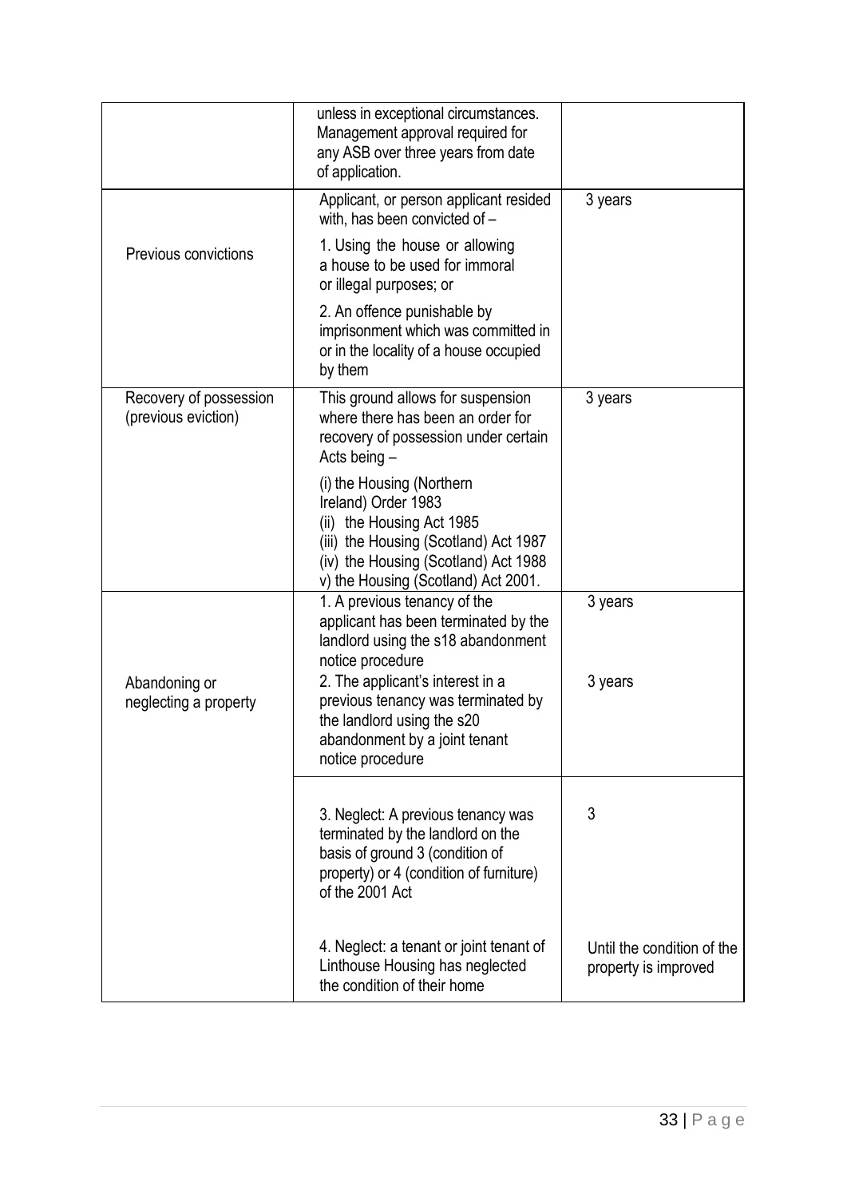| | | |
|---|---|---|
| | unless in exceptional circumstances. Management approval required for any ASB over three years from date of application. | |
| Previous convictions | Applicant, or person applicant resided with, has been convicted of –<br><br>1. Using the house or allowing a house to be used for immoral or illegal purposes; or<br><br>2. An offence punishable by imprisonment which was committed in or in the locality of a house occupied by them | 3 years |
| Recovery of possession (previous eviction) | This ground allows for suspension where there has been an order for recovery of possession under certain Acts being –<br><br>(i) the Housing (Northern Ireland) Order 1983<br>(ii) the Housing Act 1985<br>(iii) the Housing (Scotland) Act 1987<br>(iv) the Housing (Scotland) Act 1988<br>v) the Housing (Scotland) Act 2001. | 3 years |
| Abandoning or neglecting a property | 1. A previous tenancy of the applicant has been terminated by the landlord using the s18 abandonment notice procedure | 3 years |
| | 2. The applicant's interest in a previous tenancy was terminated by the landlord using the s20 abandonment by a joint tenant notice procedure | 3 years |
| | 3. Neglect: A previous tenancy was terminated by the landlord on the basis of ground 3 (condition of property) or 4 (condition of furniture) of the 2001 Act | 3 |
| | 4. Neglect: a tenant or joint tenant of Linthouse Housing has neglected the condition of their home | Until the condition of the property is improved |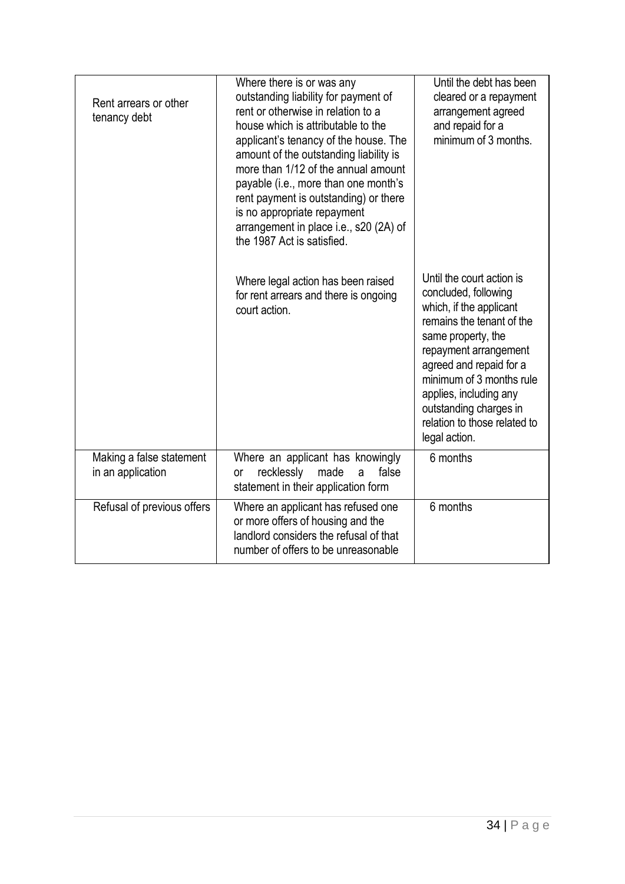| | | |
|---|---|---|
| Rent arrears or other tenancy debt | Where there is or was any outstanding liability for payment of rent or otherwise in relation to a house which is attributable to the applicant's tenancy of the house. The amount of the outstanding liability is more than 1/12 of the annual amount payable (i.e., more than one month's rent payment is outstanding) or there is no appropriate repayment arrangement in place i.e., s20 (2A) of the 1987 Act is satisfied. | Until the debt has been cleared or a repayment arrangement agreed and repaid for a minimum of 3 months. |
| | Where legal action has been raised for rent arrears and there is ongoing court action. | Until the court action is concluded, following which, if the applicant remains the tenant of the same property, the repayment arrangement agreed and repaid for a minimum of 3 months rule applies, including any outstanding charges in relation to those related to legal action. |
| Making a false statement in an application | Where an applicant has knowingly or recklessly made a false statement in their application form | 6 months |
| Refusal of previous offers | Where an applicant has refused one or more offers of housing and the landlord considers the refusal of that number of offers to be unreasonable | 6 months |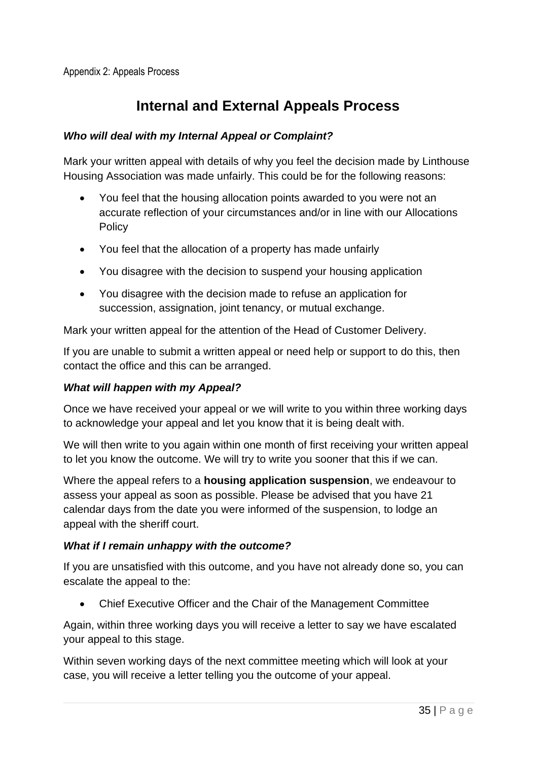Appendix 2: Appeals Process

# Internal and External Appeals Process

***Who will deal with my Internal Appeal or Complaint?***

Mark your written appeal with details of why you feel the decision made by Linthouse Housing Association was made unfairly. This could be for the following reasons:

- You feel that the housing allocation points awarded to you were not an accurate reflection of your circumstances and/or in line with our Allocations Policy
- You feel that the allocation of a property has made unfairly
- You disagree with the decision to suspend your housing application
- You disagree with the decision made to refuse an application for succession, assignation, joint tenancy, or mutual exchange.

Mark your written appeal for the attention of the Head of Customer Delivery.

If you are unable to submit a written appeal or need help or support to do this, then contact the office and this can be arranged.

***What will happen with my Appeal?***

Once we have received your appeal or we will write to you within three working days to acknowledge your appeal and let you know that it is being dealt with.

We will then write to you again within one month of first receiving your written appeal to let you know the outcome. We will try to write you sooner that this if we can.

Where the appeal refers to a **housing application suspension**, we endeavour to assess your appeal as soon as possible. Please be advised that you have 21 calendar days from the date you were informed of the suspension, to lodge an appeal with the sheriff court.

***What if I remain unhappy with the outcome?***

If you are unsatisfied with this outcome, and you have not already done so, you can escalate the appeal to the:

- Chief Executive Officer and the Chair of the Management Committee

Again, within three working days you will receive a letter to say we have escalated your appeal to this stage.

Within seven working days of the next committee meeting which will look at your case, you will receive a letter telling you the outcome of your appeal.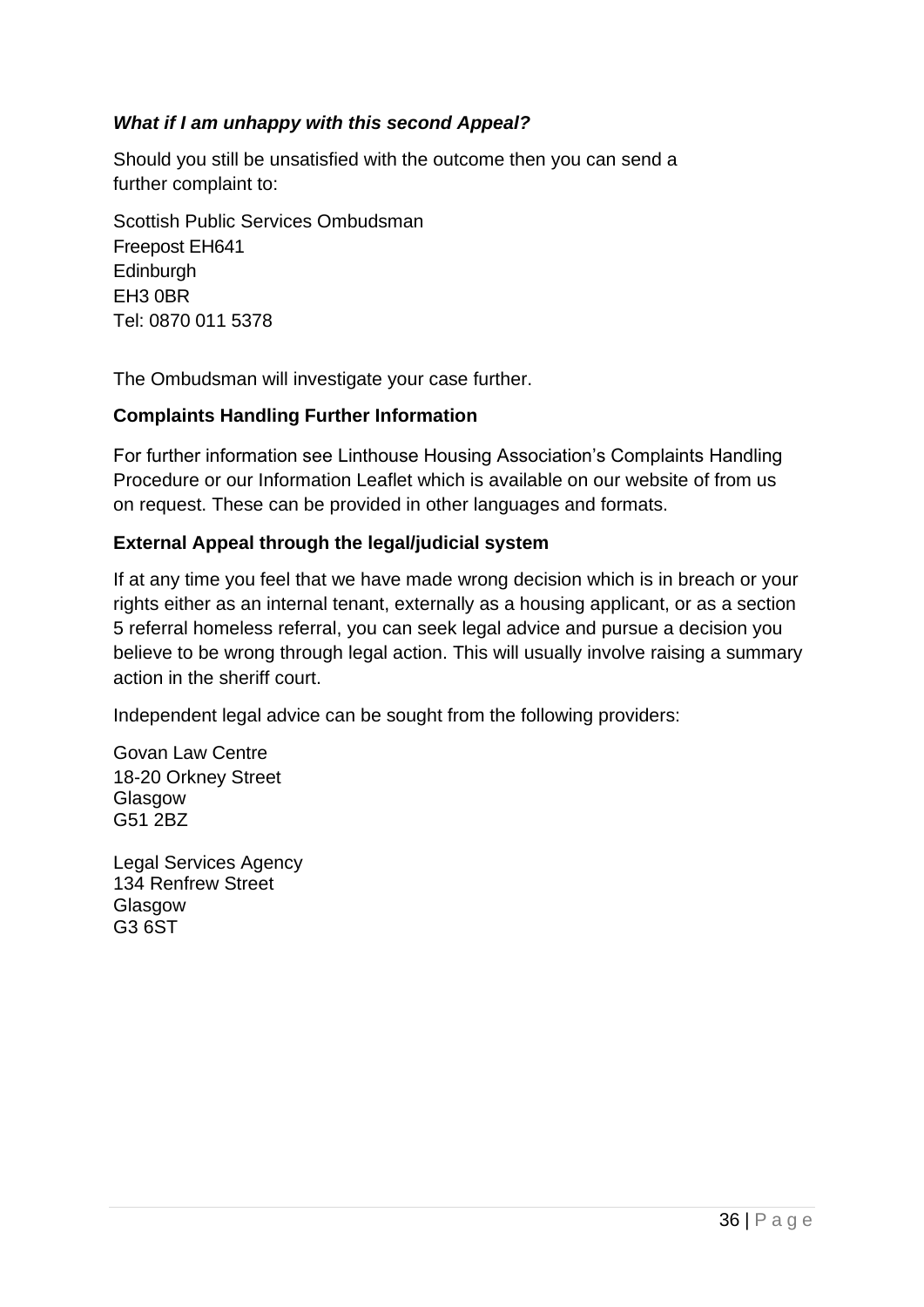***What if I am unhappy with this second Appeal?***

Should you still be unsatisfied with the outcome then you can send a further complaint to:

Scottish Public Services Ombudsman
Freepost EH641
Edinburgh
EH3 0BR
Tel: 0870 011 5378

The Ombudsman will investigate your case further.

**Complaints Handling Further Information**

For further information see Linthouse Housing Association's Complaints Handling Procedure or our Information Leaflet which is available on our website of from us on request. These can be provided in other languages and formats.

**External Appeal through the legal/judicial system**

If at any time you feel that we have made wrong decision which is in breach or your rights either as an internal tenant, externally as a housing applicant, or as a section 5 referral homeless referral, you can seek legal advice and pursue a decision you believe to be wrong through legal action. This will usually involve raising a summary action in the sheriff court.

Independent legal advice can be sought from the following providers:

Govan Law Centre
18-20 Orkney Street
Glasgow
G51 2BZ

Legal Services Agency
134 Renfrew Street
Glasgow
G3 6ST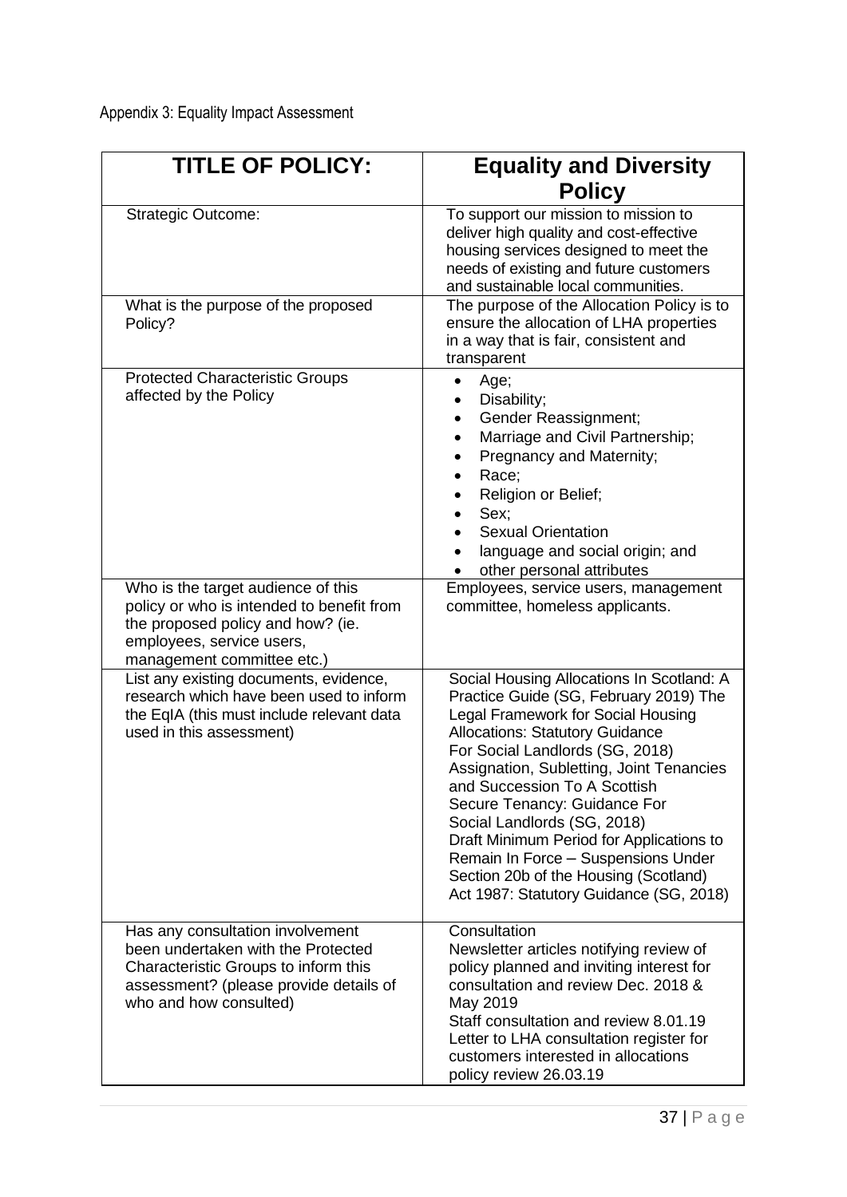Appendix 3: Equality Impact Assessment

| TITLE OF POLICY: | Equality and Diversity Policy |
|---|---|
| Strategic Outcome: | To support our mission to mission to deliver high quality and cost-effective housing services designed to meet the needs of existing and future customers and sustainable local communities. |
| What is the purpose of the proposed Policy? | The purpose of the Allocation Policy is to ensure the allocation of LHA properties in a way that is fair, consistent and transparent |
| Protected Characteristic Groups affected by the Policy | • Age;<br>• Disability;<br>• Gender Reassignment;<br>• Marriage and Civil Partnership;<br>• Pregnancy and Maternity;<br>• Race;<br>• Religion or Belief;<br>• Sex;<br>• Sexual Orientation<br>• language and social origin; and<br>• other personal attributes |
| Who is the target audience of this policy or who is intended to benefit from the proposed policy and how? (ie. employees, service users, management committee etc.) | Employees, service users, management committee, homeless applicants. |
| List any existing documents, evidence, research which have been used to inform the EqIA (this must include relevant data used in this assessment) | Social Housing Allocations In Scotland: A Practice Guide (SG, February 2019) The Legal Framework for Social Housing Allocations: Statutory Guidance For Social Landlords (SG, 2018) Assignation, Subletting, Joint Tenancies and Succession To A Scottish Secure Tenancy: Guidance For Social Landlords (SG, 2018) Draft Minimum Period for Applications to Remain In Force – Suspensions Under Section 20b of the Housing (Scotland) Act 1987: Statutory Guidance (SG, 2018) |
| Has any consultation involvement been undertaken with the Protected Characteristic Groups to inform this assessment? (please provide details of who and how consulted) | Consultation<br>Newsletter articles notifying review of policy planned and inviting interest for consultation and review Dec. 2018 & May 2019<br>Staff consultation and review 8.01.19<br>Letter to LHA consultation register for customers interested in allocations policy review 26.03.19 |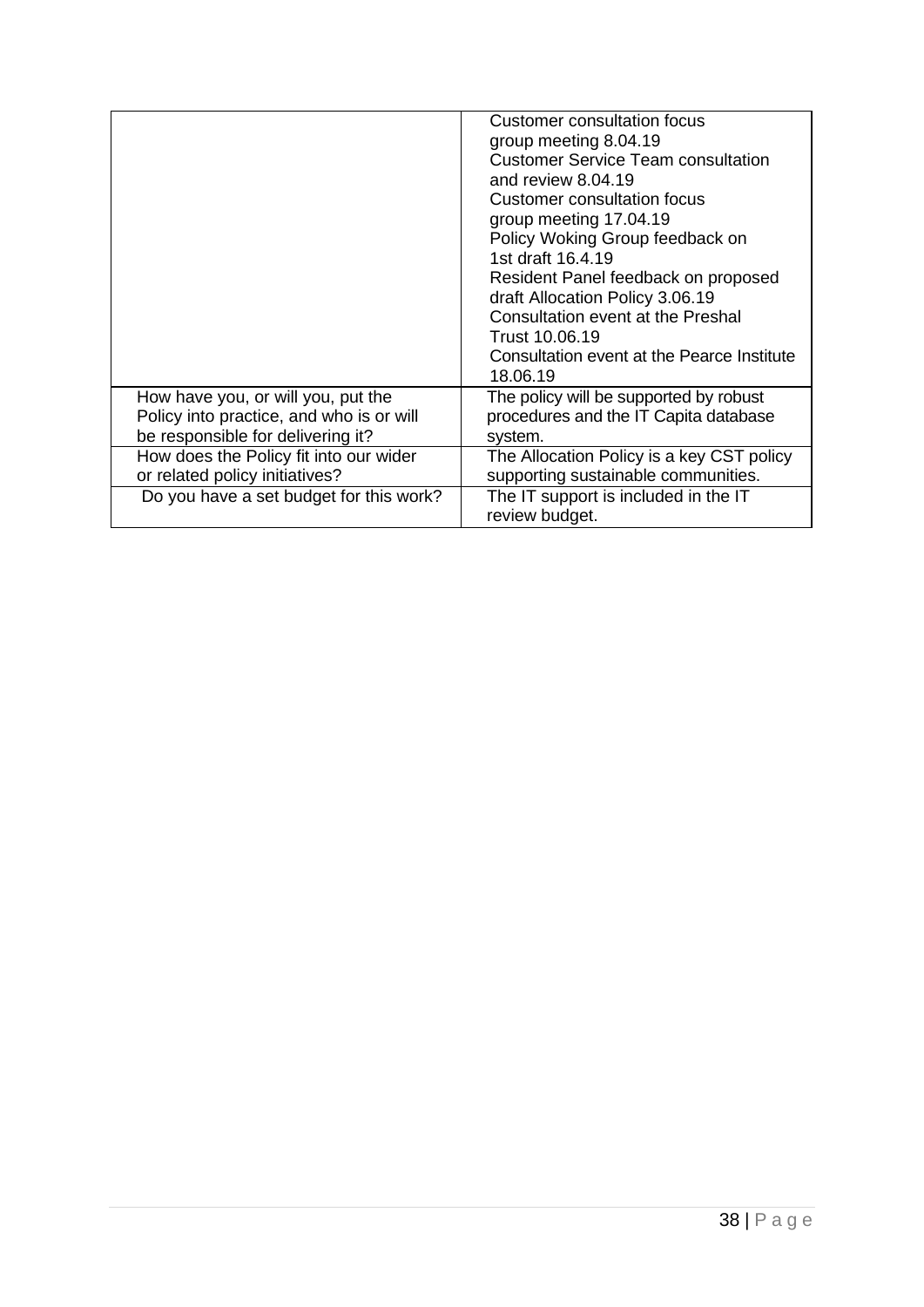| | |
|---|---|
| | Customer consultation focus group meeting 8.04.19<br>Customer Service Team consultation and review 8.04.19<br>Customer consultation focus group meeting 17.04.19<br>Policy Woking Group feedback on 1st draft 16.4.19<br>Resident Panel feedback on proposed draft Allocation Policy 3.06.19<br>Consultation event at the Preshal Trust 10.06.19<br>Consultation event at the Pearce Institute 18.06.19 |
| How have you, or will you, put the Policy into practice, and who is or will be responsible for delivering it? | The policy will be supported by robust procedures and the IT Capita database system. |
| How does the Policy fit into our wider or related policy initiatives? | The Allocation Policy is a key CST policy supporting sustainable communities. |
| Do you have a set budget for this work? | The IT support is included in the IT review budget. |